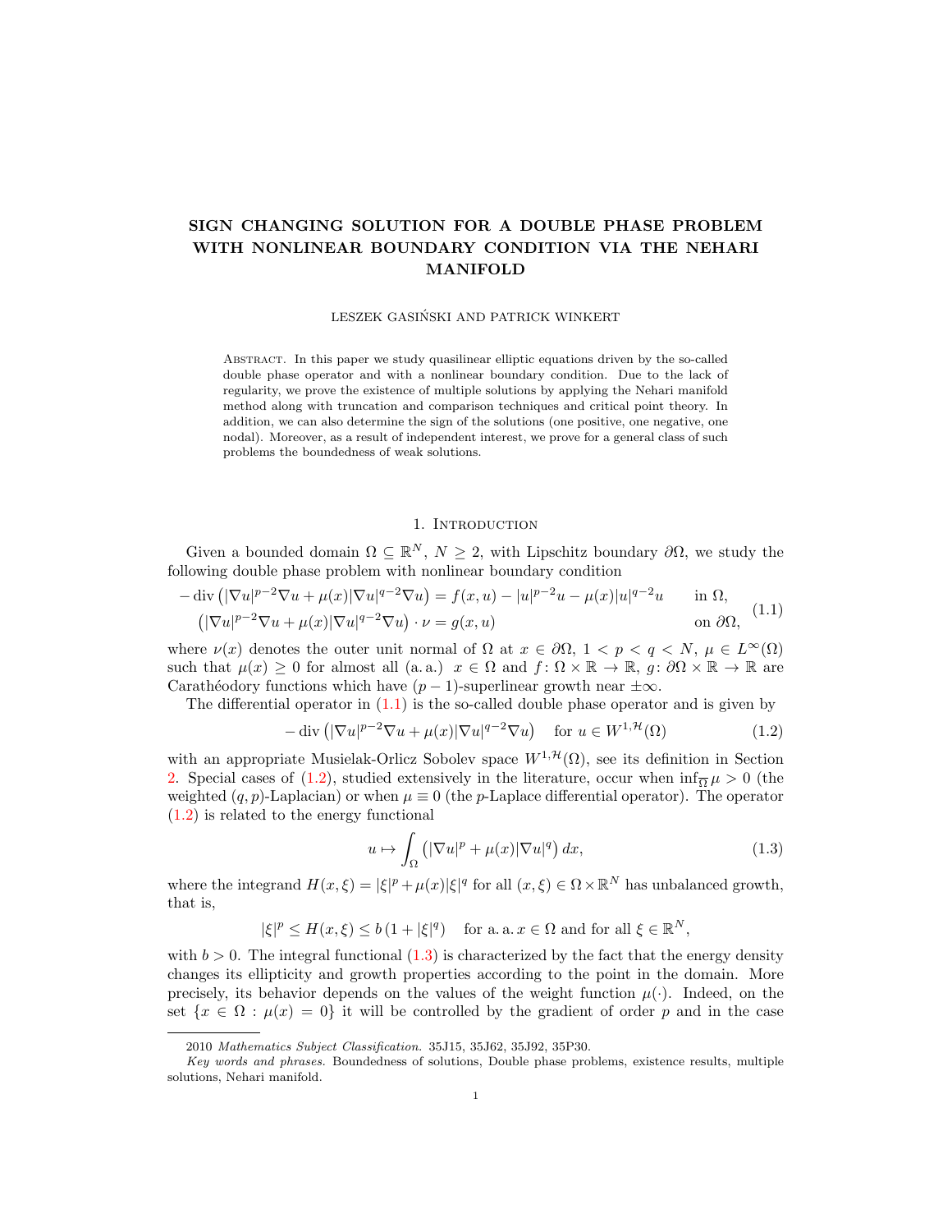# SIGN CHANGING SOLUTION FOR A DOUBLE PHASE PROBLEM WITH NONLINEAR BOUNDARY CONDITION VIA THE NEHARI MANIFOLD

LESZEK GASIŃSKI AND PATRICK WINKERT

Abstract. In this paper we study quasilinear elliptic equations driven by the so-called double phase operator and with a nonlinear boundary condition. Due to the lack of regularity, we prove the existence of multiple solutions by applying the Nehari manifold method along with truncation and comparison techniques and critical point theory. In addition, we can also determine the sign of the solutions (one positive, one negative, one nodal). Moreover, as a result of independent interest, we prove for a general class of such problems the boundedness of weak solutions.

## 1. Introduction

Given a bounded domain $\Omega \subseteq \mathbb{R}^N$, $N \geq 2$, with Lipschitz boundary $\partial\Omega$, we study the following double phase problem with nonlinear boundary condition

$$
\begin{aligned}
-\operatorname{div}\left(|\nabla u|^{p-2}\nabla u + \mu(x)|\nabla u|^{q-2}\nabla u\right) &= f(x,u) - |u|^{p-2}u - \mu(x)|u|^{q-2}u \qquad \text{in } \Omega,\\
\left(|\nabla u|^{p-2}\nabla u + \mu(x)|\nabla u|^{q-2}\nabla u\right)\cdot \nu &= g(x,u) \qquad \text{on } \partial\Omega,
\end{aligned}
\tag{1.1}
$$

where $\nu(x)$ denotes the outer unit normal of $\Omega$ at $x \in \partial\Omega$, $1 < p < q < N$, $\mu \in L^\infty(\Omega)$ such that $\mu(x) \geq 0$ for almost all (a. a.) $x \in \Omega$ and $f\colon \Omega \times \mathbb{R} \to \mathbb{R}$, $g\colon \partial\Omega \times \mathbb{R} \to \mathbb{R}$ are Carathéodory functions which have $(p-1)$-superlinear growth near $\pm\infty$.

The differential operator in (1.1) is the so-called double phase operator and is given by

$$
-\operatorname{div}\left(|\nabla u|^{p-2}\nabla u + \mu(x)|\nabla u|^{q-2}\nabla u\right) \quad \text{for } u \in W^{1,\mathcal{H}}(\Omega) \tag{1.2}
$$

with an appropriate Musielak-Orlicz Sobolev space $W^{1,\mathcal{H}}(\Omega)$, see its definition in Section 2. Special cases of (1.2), studied extensively in the literature, occur when $\inf_{\overline{\Omega}} \mu > 0$ (the weighted $(q,p)$-Laplacian) or when $\mu \equiv 0$ (the $p$-Laplace differential operator). The operator (1.2) is related to the energy functional

$$
u \mapsto \int_\Omega \left(|\nabla u|^p + \mu(x)|\nabla u|^q\right) dx, \tag{1.3}
$$

where the integrand $H(x,\xi) = |\xi|^p + \mu(x)|\xi|^q$ for all $(x,\xi) \in \Omega \times \mathbb{R}^N$ has unbalanced growth, that is,

$$
|\xi|^p \leq H(x,\xi) \leq b\left(1 + |\xi|^q\right) \quad \text{for a. a. } x \in \Omega \text{ and for all } \xi \in \mathbb{R}^N,
$$

with $b > 0$. The integral functional (1.3) is characterized by the fact that the energy density changes its ellipticity and growth properties according to the point in the domain. More precisely, its behavior depends on the values of the weight function $\mu(\cdot)$. Indeed, on the set $\{x \in \Omega : \mu(x) = 0\}$ it will be controlled by the gradient of order $p$ and in the case

2010 *Mathematics Subject Classification.* 35J15, 35J62, 35J92, 35P30.

*Key words and phrases.* Boundedness of solutions, Double phase problems, existence results, multiple solutions, Nehari manifold.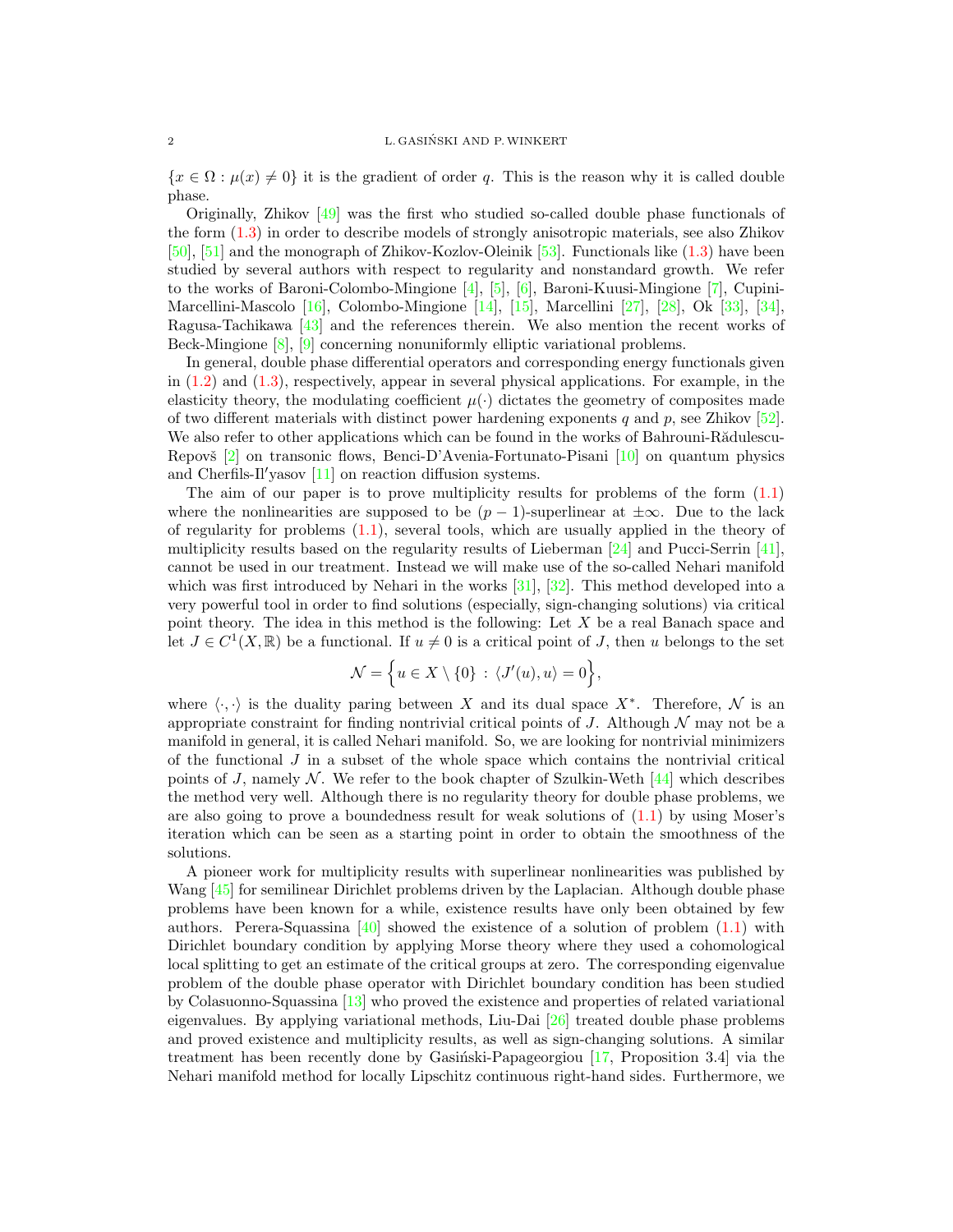$\{x \in \Omega : \mu(x) \neq 0\}$ it is the gradient of order $q$. This is the reason why it is called double phase.

Originally, Zhikov [49] was the first who studied so-called double phase functionals of the form (1.3) in order to describe models of strongly anisotropic materials, see also Zhikov [50], [51] and the monograph of Zhikov-Kozlov-Oleinik [53]. Functionals like (1.3) have been studied by several authors with respect to regularity and nonstandard growth. We refer to the works of Baroni-Colombo-Mingione [4], [5], [6], Baroni-Kuusi-Mingione [7], Cupini-Marcellini-Mascolo [16], Colombo-Mingione [14], [15], Marcellini [27], [28], Ok [33], [34], Ragusa-Tachikawa [43] and the references therein. We also mention the recent works of Beck-Mingione [8], [9] concerning nonuniformly elliptic variational problems.

In general, double phase differential operators and corresponding energy functionals given in (1.2) and (1.3), respectively, appear in several physical applications. For example, in the elasticity theory, the modulating coefficient $\mu(\cdot)$ dictates the geometry of composites made of two different materials with distinct power hardening exponents $q$ and $p$, see Zhikov [52]. We also refer to other applications which can be found in the works of Bahrouni-Rădulescu-Repovš [2] on transonic flows, Benci-D'Avenia-Fortunato-Pisani [10] on quantum physics and Cherfils-Il′yasov [11] on reaction diffusion systems.

The aim of our paper is to prove multiplicity results for problems of the form (1.1) where the nonlinearities are supposed to be $(p-1)$-superlinear at $\pm\infty$. Due to the lack of regularity for problems (1.1), several tools, which are usually applied in the theory of multiplicity results based on the regularity results of Lieberman [24] and Pucci-Serrin [41], cannot be used in our treatment. Instead we will make use of the so-called Nehari manifold which was first introduced by Nehari in the works [31], [32]. This method developed into a very powerful tool in order to find solutions (especially, sign-changing solutions) via critical point theory. The idea in this method is the following: Let $X$ be a real Banach space and let $J \in C^1(X, \mathbb{R})$ be a functional. If $u \neq 0$ is a critical point of $J$, then $u$ belongs to the set

$$\mathcal{N} = \Big\{ u \in X \setminus \{0\} \, : \, \langle J'(u), u \rangle = 0 \Big\},$$

where $\langle \cdot, \cdot \rangle$ is the duality paring between $X$ and its dual space $X^*$. Therefore, $\mathcal{N}$ is an appropriate constraint for finding nontrivial critical points of $J$. Although $\mathcal{N}$ may not be a manifold in general, it is called Nehari manifold. So, we are looking for nontrivial minimizers of the functional $J$ in a subset of the whole space which contains the nontrivial critical points of $J$, namely $\mathcal{N}$. We refer to the book chapter of Szulkin-Weth [44] which describes the method very well. Although there is no regularity theory for double phase problems, we are also going to prove a boundedness result for weak solutions of (1.1) by using Moser's iteration which can be seen as a starting point in order to obtain the smoothness of the solutions.

A pioneer work for multiplicity results with superlinear nonlinearities was published by Wang [45] for semilinear Dirichlet problems driven by the Laplacian. Although double phase problems have been known for a while, existence results have only been obtained by few authors. Perera-Squassina [40] showed the existence of a solution of problem (1.1) with Dirichlet boundary condition by applying Morse theory where they used a cohomological local splitting to get an estimate of the critical groups at zero. The corresponding eigenvalue problem of the double phase operator with Dirichlet boundary condition has been studied by Colasuonno-Squassina [13] who proved the existence and properties of related variational eigenvalues. By applying variational methods, Liu-Dai [26] treated double phase problems and proved existence and multiplicity results, as well as sign-changing solutions. A similar treatment has been recently done by Gasiński-Papageorgiou [17, Proposition 3.4] via the Nehari manifold method for locally Lipschitz continuous right-hand sides. Furthermore, we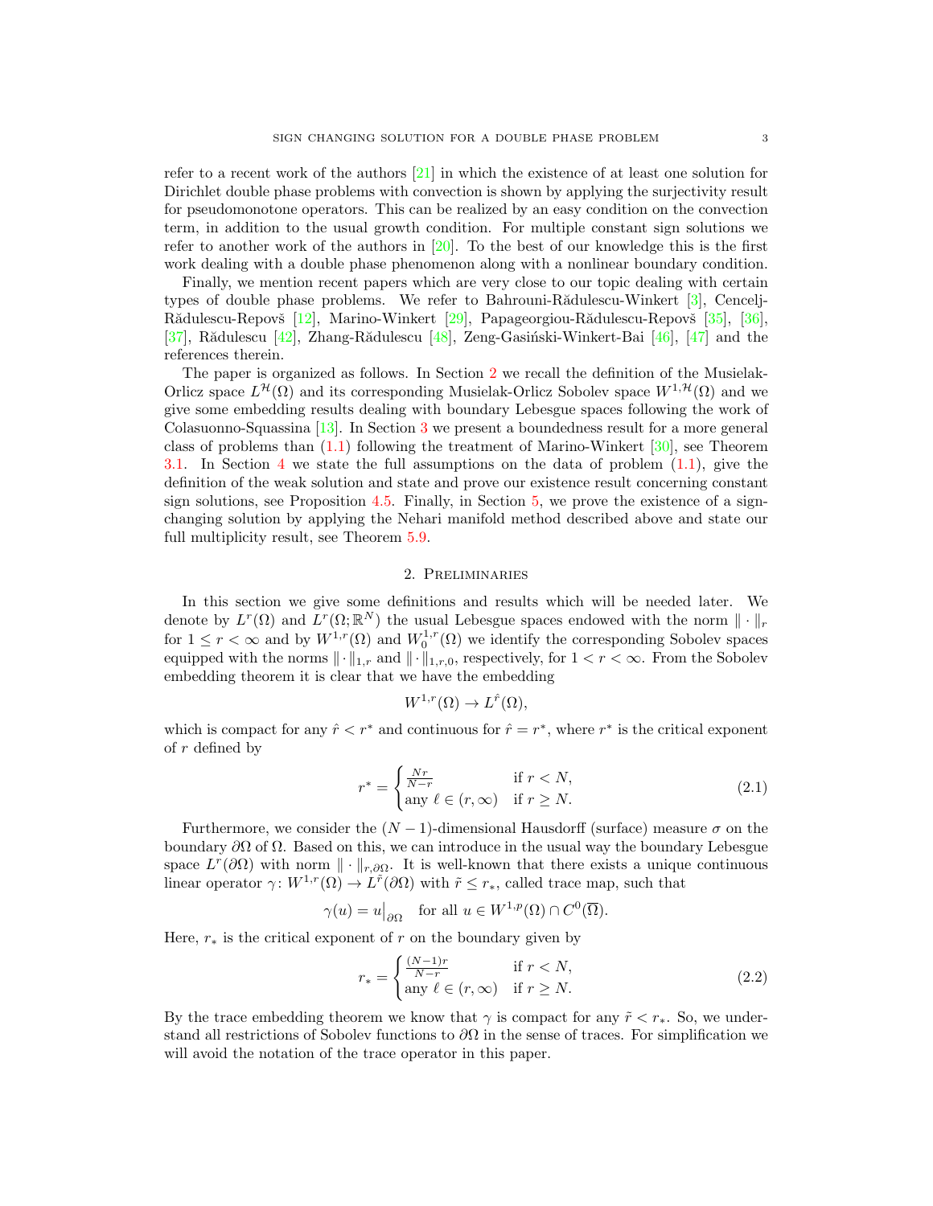refer to a recent work of the authors [21] in which the existence of at least one solution for Dirichlet double phase problems with convection is shown by applying the surjectivity result for pseudomonotone operators. This can be realized by an easy condition on the convection term, in addition to the usual growth condition. For multiple constant sign solutions we refer to another work of the authors in [20]. To the best of our knowledge this is the first work dealing with a double phase phenomenon along with a nonlinear boundary condition.

Finally, we mention recent papers which are very close to our topic dealing with certain types of double phase problems. We refer to Bahrouni-Rădulescu-Winkert [3], Cencelj-Rădulescu-Repovš [12], Marino-Winkert [29], Papageorgiou-Rădulescu-Repovš [35], [36], [37], Rădulescu [42], Zhang-Rădulescu [48], Zeng-Gasiński-Winkert-Bai [46], [47] and the references therein.

The paper is organized as follows. In Section 2 we recall the definition of the Musielak-Orlicz space $L^{\mathcal{H}}(\Omega)$ and its corresponding Musielak-Orlicz Sobolev space $W^{1,\mathcal{H}}(\Omega)$ and we give some embedding results dealing with boundary Lebesgue spaces following the work of Colasuonno-Squassina [13]. In Section 3 we present a boundedness result for a more general class of problems than (1.1) following the treatment of Marino-Winkert [30], see Theorem 3.1. In Section 4 we state the full assumptions on the data of problem (1.1), give the definition of the weak solution and state and prove our existence result concerning constant sign solutions, see Proposition 4.5. Finally, in Section 5, we prove the existence of a sign-changing solution by applying the Nehari manifold method described above and state our full multiplicity result, see Theorem 5.9.

## 2. Preliminaries

In this section we give some definitions and results which will be needed later. We denote by $L^r(\Omega)$ and $L^r(\Omega;\mathbb{R}^N)$ the usual Lebesgue spaces endowed with the norm $\|\cdot\|_r$ for $1 \leq r < \infty$ and by $W^{1,r}(\Omega)$ and $W^{1,r}_0(\Omega)$ we identify the corresponding Sobolev spaces equipped with the norms $\|\cdot\|_{1,r}$ and $\|\cdot\|_{1,r,0}$, respectively, for $1<r<\infty$. From the Sobolev embedding theorem it is clear that we have the embedding

$$W^{1,r}(\Omega) \to L^{\hat{r}}(\Omega),$$

which is compact for any $\hat{r} < r^*$ and continuous for $\hat{r} = r^*$, where $r^*$ is the critical exponent of $r$ defined by

$$r^* = \begin{cases} \frac{Nr}{N-r} & \text{if } r < N, \\ \text{any } \ell \in (r,\infty) & \text{if } r \geq N. \end{cases} \tag{2.1}$$

Furthermore, we consider the $(N-1)$-dimensional Hausdorff (surface) measure $\sigma$ on the boundary $\partial\Omega$ of $\Omega$. Based on this, we can introduce in the usual way the boundary Lebesgue space $L^r(\partial\Omega)$ with norm $\|\cdot\|_{r,\partial\Omega}$. It is well-known that there exists a unique continuous linear operator $\gamma\colon W^{1,r}(\Omega) \to L^{\tilde{r}}(\partial\Omega)$ with $\tilde{r} \leq r_*$, called trace map, such that

$$\gamma(u) = u\big|_{\partial\Omega} \quad \text{for all } u \in W^{1,p}(\Omega) \cap C^0(\overline{\Omega}).$$

Here, $r_*$ is the critical exponent of $r$ on the boundary given by

$$r_* = \begin{cases} \frac{(N-1)r}{N-r} & \text{if } r < N, \\ \text{any } \ell \in (r,\infty) & \text{if } r \geq N. \end{cases} \tag{2.2}$$

By the trace embedding theorem we know that $\gamma$ is compact for any $\tilde{r} < r_*$. So, we understand all restrictions of Sobolev functions to $\partial\Omega$ in the sense of traces. For simplification we will avoid the notation of the trace operator in this paper.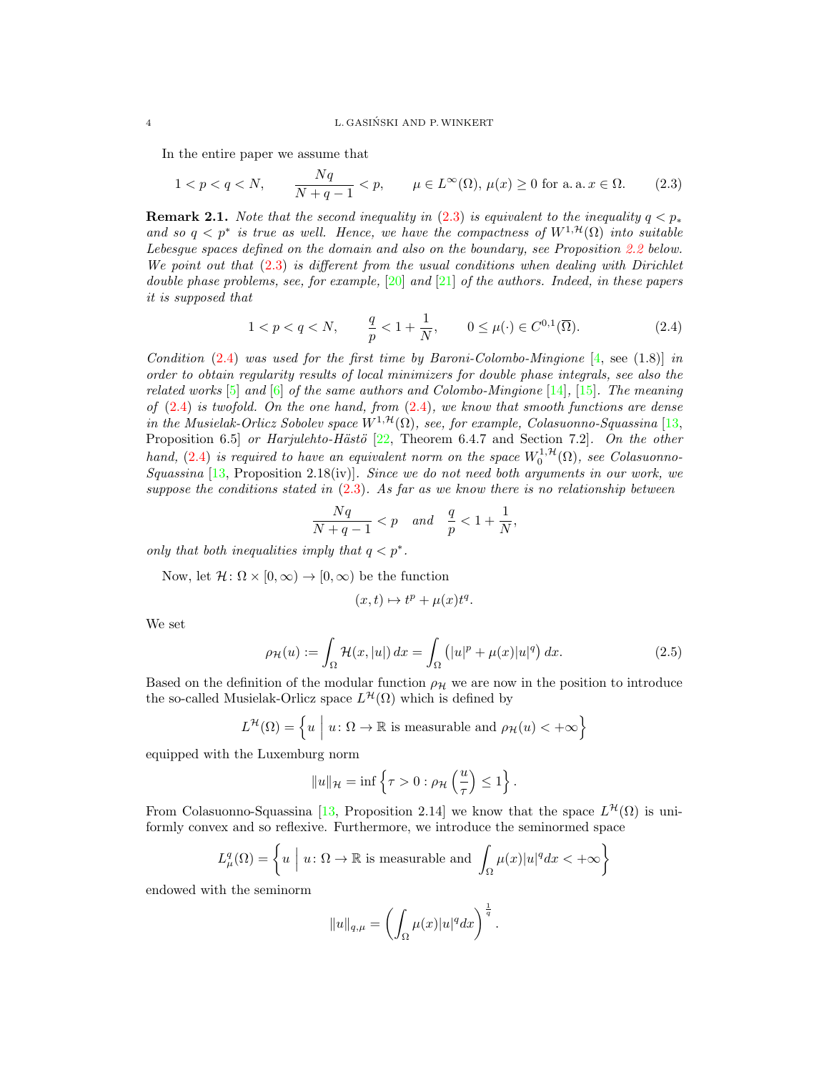In the entire paper we assume that

$$1 < p < q < N, \qquad \frac{Nq}{N+q-1} < p, \qquad \mu \in L^\infty(\Omega),\, \mu(x) \geq 0 \text{ for a. a. } x \in \Omega. \tag{2.3}$$

**Remark 2.1.** *Note that the second inequality in (2.3) is equivalent to the inequality $q < p_*$ and so $q < p^*$ is true as well. Hence, we have the compactness of $W^{1,\mathcal{H}}(\Omega)$ into suitable Lebesgue spaces defined on the domain and also on the boundary, see Proposition 2.2 below. We point out that (2.3) is different from the usual conditions when dealing with Dirichlet double phase problems, see, for example, [20] and [21] of the authors. Indeed, in these papers it is supposed that*

$$1 < p < q < N, \qquad \frac{q}{p} < 1 + \frac{1}{N}, \qquad 0 \leq \mu(\cdot) \in C^{0,1}(\overline{\Omega}). \tag{2.4}$$

*Condition (2.4) was used for the first time by Baroni-Colombo-Mingione [4, see (1.8)] in order to obtain regularity results of local minimizers for double phase integrals, see also the related works [5] and [6] of the same authors and Colombo-Mingione [14], [15]. The meaning of (2.4) is twofold. On the one hand, from (2.4), we know that smooth functions are dense in the Musielak-Orlicz Sobolev space $W^{1,\mathcal{H}}(\Omega)$, see, for example, Colasuonno-Squassina [13, Proposition 6.5] or Harjulehto-Hästö [22, Theorem 6.4.7 and Section 7.2]. On the other hand, (2.4) is required to have an equivalent norm on the space $W^{1,\mathcal{H}}_0(\Omega)$, see Colasuonno-Squassina [13, Proposition 2.18(iv)]. Since we do not need both arguments in our work, we suppose the conditions stated in (2.3). As far as we know there is no relationship between*

$$\frac{Nq}{N+q-1} < p \quad \text{and} \quad \frac{q}{p} < 1 + \frac{1}{N},$$

*only that both inequalities imply that $q < p^*$.*

Now, let $\mathcal{H}\colon \Omega \times [0,\infty) \to [0,\infty)$ be the function

$$(x,t) \mapsto t^p + \mu(x) t^q.$$

We set

$$\rho_{\mathcal{H}}(u) := \int_\Omega \mathcal{H}(x,|u|)\,dx = \int_\Omega \left(|u|^p + \mu(x)|u|^q\right) dx. \tag{2.5}$$

Based on the definition of the modular function $\rho_{\mathcal{H}}$ we are now in the position to introduce the so-called Musielak-Orlicz space $L^{\mathcal{H}}(\Omega)$ which is defined by

$$L^{\mathcal{H}}(\Omega) = \left\{ u \;\middle|\; u\colon \Omega \to \mathbb{R} \text{ is measurable and } \rho_{\mathcal{H}}(u) < +\infty \right\}$$

equipped with the Luxemburg norm

$$\|u\|_{\mathcal{H}} = \inf \left\{ \tau > 0 : \rho_{\mathcal{H}}\left(\frac{u}{\tau}\right) \leq 1 \right\}.$$

From Colasuonno-Squassina [13, Proposition 2.14] we know that the space $L^{\mathcal{H}}(\Omega)$ is uniformly convex and so reflexive. Furthermore, we introduce the seminormed space

$$L^q_\mu(\Omega) = \left\{ u \;\middle|\; u\colon \Omega \to \mathbb{R} \text{ is measurable and } \int_\Omega \mu(x)|u|^q dx < +\infty \right\}$$

endowed with the seminorm

$$\|u\|_{q,\mu} = \left( \int_\Omega \mu(x)|u|^q dx \right)^{\frac{1}{q}}.$$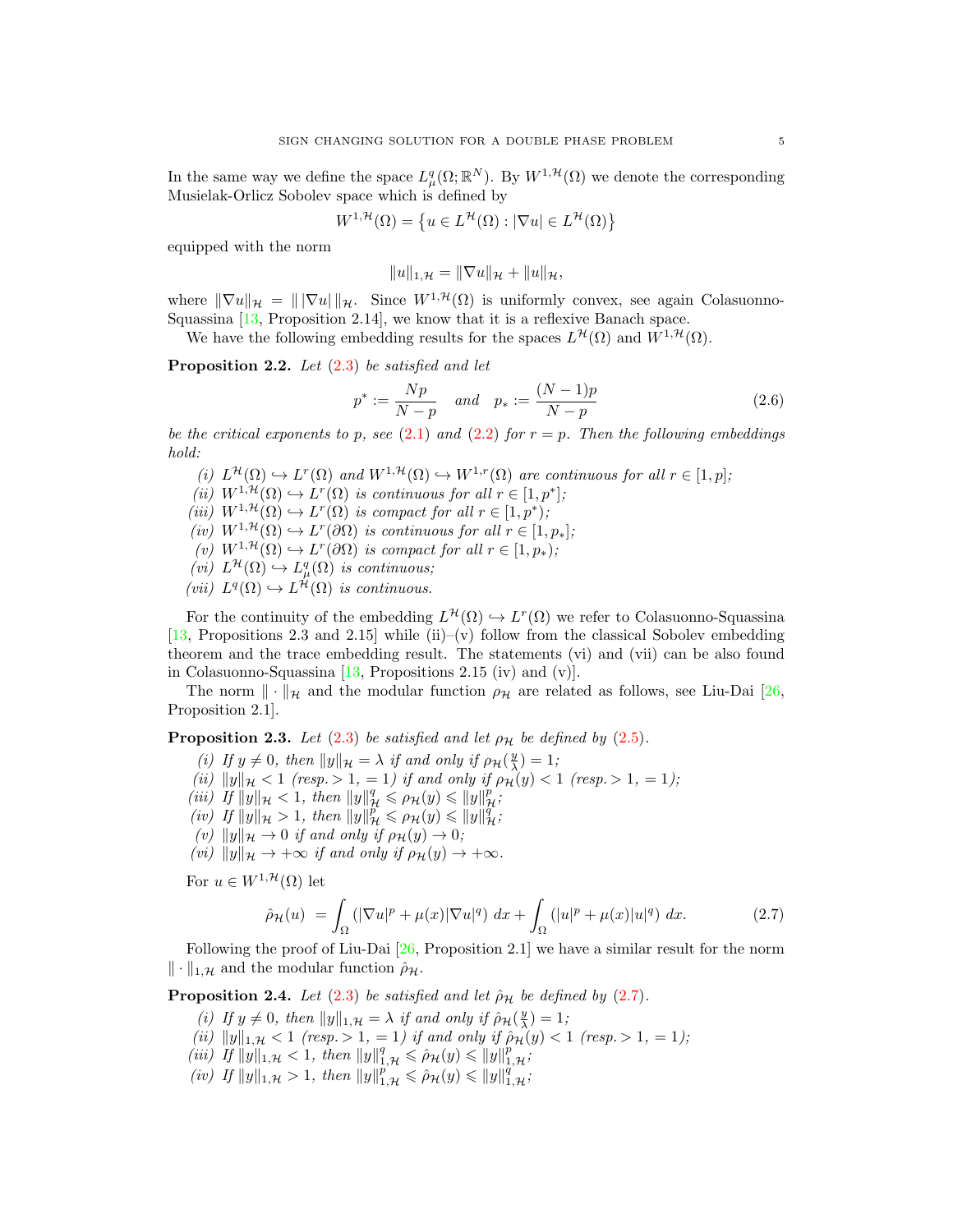In the same way we define the space $L^q_\mu(\Omega;\mathbb{R}^N)$. By $W^{1,\mathcal{H}}(\Omega)$ we denote the corresponding Musielak-Orlicz Sobolev space which is defined by

$$W^{1,\mathcal{H}}(\Omega) = \left\{u \in L^{\mathcal{H}}(\Omega) : |\nabla u| \in L^{\mathcal{H}}(\Omega)\right\}$$

equipped with the norm

$$\|u\|_{1,\mathcal{H}} = \|\nabla u\|_{\mathcal{H}} + \|u\|_{\mathcal{H}},$$

where $\|\nabla u\|_{\mathcal{H}} = \|\,|\nabla u|\,\|_{\mathcal{H}}$. Since $W^{1,\mathcal{H}}(\Omega)$ is uniformly convex, see again Colasuonno-Squassina [13, Proposition 2.14], we know that it is a reflexive Banach space.

We have the following embedding results for the spaces $L^{\mathcal{H}}(\Omega)$ and $W^{1,\mathcal{H}}(\Omega)$.

**Proposition 2.2.** *Let (2.3) be satisfied and let*

$$p^* := \frac{Np}{N-p} \quad \text{and} \quad p_* := \frac{(N-1)p}{N-p} \tag{2.6}$$

*be the critical exponents to $p$, see (2.1) and (2.2) for $r = p$. Then the following embeddings hold:*

*(i) $L^{\mathcal{H}}(\Omega) \hookrightarrow L^r(\Omega)$ and $W^{1,\mathcal{H}}(\Omega) \hookrightarrow W^{1,r}(\Omega)$ are continuous for all $r \in [1,p]$;*
*(ii) $W^{1,\mathcal{H}}(\Omega) \hookrightarrow L^r(\Omega)$ is continuous for all $r \in [1,p^*]$;*
*(iii) $W^{1,\mathcal{H}}(\Omega) \hookrightarrow L^r(\Omega)$ is compact for all $r \in [1,p^*)$;*
*(iv) $W^{1,\mathcal{H}}(\Omega) \hookrightarrow L^r(\partial\Omega)$ is continuous for all $r \in [1,p_*]$;*
*(v) $W^{1,\mathcal{H}}(\Omega) \hookrightarrow L^r(\partial\Omega)$ is compact for all $r \in [1,p_*)$;*
*(vi) $L^{\mathcal{H}}(\Omega) \hookrightarrow L^q_\mu(\Omega)$ is continuous;*
*(vii) $L^q(\Omega) \hookrightarrow L^{\mathcal{H}}(\Omega)$ is continuous.*

For the continuity of the embedding $L^{\mathcal{H}}(\Omega) \hookrightarrow L^r(\Omega)$ we refer to Colasuonno-Squassina [13, Propositions 2.3 and 2.15] while (ii)–(v) follow from the classical Sobolev embedding theorem and the trace embedding result. The statements (vi) and (vii) can be also found in Colasuonno-Squassina [13, Propositions 2.15 (iv) and (v)].

The norm $\|\cdot\|_{\mathcal{H}}$ and the modular function $\rho_{\mathcal{H}}$ are related as follows, see Liu-Dai [26, Proposition 2.1].

**Proposition 2.3.** *Let (2.3) be satisfied and let $\rho_{\mathcal{H}}$ be defined by (2.5).*

*(i) If $y \neq 0$, then $\|y\|_{\mathcal{H}} = \lambda$ if and only if $\rho_{\mathcal{H}}(\frac{y}{\lambda}) = 1$;*
*(ii) $\|y\|_{\mathcal{H}} < 1$ (resp. $> 1$, $= 1$) if and only if $\rho_{\mathcal{H}}(y) < 1$ (resp. $> 1$, $= 1$);*
*(iii) If $\|y\|_{\mathcal{H}} < 1$, then $\|y\|^q_{\mathcal{H}} \leqslant \rho_{\mathcal{H}}(y) \leqslant \|y\|^p_{\mathcal{H}}$;*
*(iv) If $\|y\|_{\mathcal{H}} > 1$, then $\|y\|^p_{\mathcal{H}} \leqslant \rho_{\mathcal{H}}(y) \leqslant \|y\|^q_{\mathcal{H}}$;*
*(v) $\|y\|_{\mathcal{H}} \to 0$ if and only if $\rho_{\mathcal{H}}(y) \to 0$;*
*(vi) $\|y\|_{\mathcal{H}} \to +\infty$ if and only if $\rho_{\mathcal{H}}(y) \to +\infty$.*

For $u \in W^{1,\mathcal{H}}(\Omega)$ let

$$\hat{\rho}_{\mathcal{H}}(u) = \int_\Omega \left(|\nabla u|^p + \mu(x)|\nabla u|^q\right) dx + \int_\Omega \left(|u|^p + \mu(x)|u|^q\right) dx. \tag{2.7}$$

Following the proof of Liu-Dai [26, Proposition 2.1] we have a similar result for the norm $\|\cdot\|_{1,\mathcal{H}}$ and the modular function $\hat{\rho}_{\mathcal{H}}$.

**Proposition 2.4.** *Let (2.3) be satisfied and let $\hat{\rho}_{\mathcal{H}}$ be defined by (2.7).*

*(i) If $y \neq 0$, then $\|y\|_{1,\mathcal{H}} = \lambda$ if and only if $\hat{\rho}_{\mathcal{H}}(\frac{y}{\lambda}) = 1$;*
*(ii) $\|y\|_{1,\mathcal{H}} < 1$ (resp. $> 1$, $= 1$) if and only if $\hat{\rho}_{\mathcal{H}}(y) < 1$ (resp. $> 1$, $= 1$);*
*(iii) If $\|y\|_{1,\mathcal{H}} < 1$, then $\|y\|^q_{1,\mathcal{H}} \leqslant \hat{\rho}_{\mathcal{H}}(y) \leqslant \|y\|^p_{1,\mathcal{H}}$;*
*(iv) If $\|y\|_{1,\mathcal{H}} > 1$, then $\|y\|^p_{1,\mathcal{H}} \leqslant \hat{\rho}_{\mathcal{H}}(y) \leqslant \|y\|^q_{1,\mathcal{H}}$;*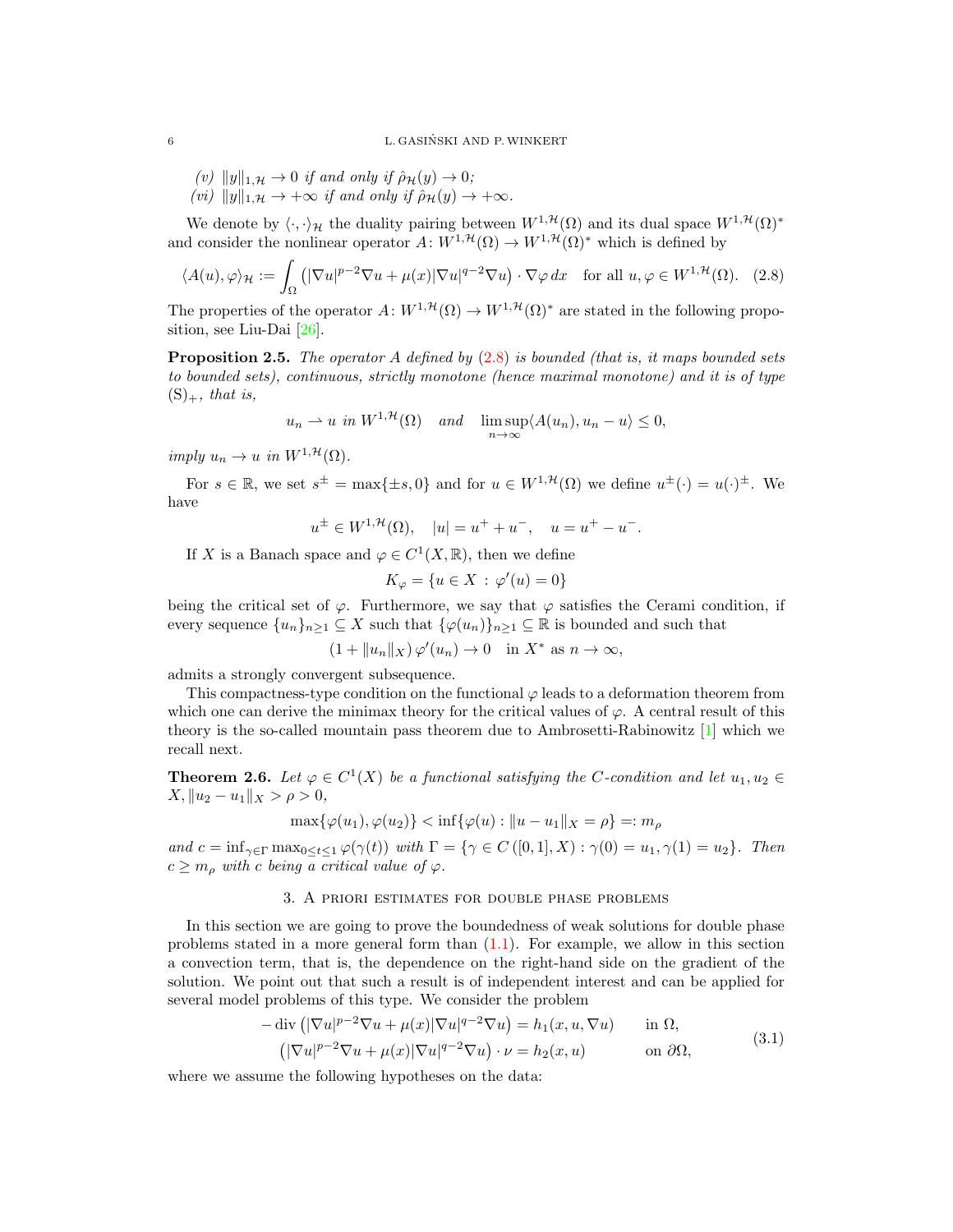*(v)* $\|y\|_{1,\mathcal{H}} \to 0$ *if and only if* $\hat{\rho}_{\mathcal{H}}(y) \to 0$*;*
*(vi)* $\|y\|_{1,\mathcal{H}} \to +\infty$ *if and only if* $\hat{\rho}_{\mathcal{H}}(y) \to +\infty$.

We denote by $\langle \cdot, \cdot \rangle_{\mathcal{H}}$ the duality pairing between $W^{1,\mathcal{H}}(\Omega)$ and its dual space $W^{1,\mathcal{H}}(\Omega)^*$ and consider the nonlinear operator $A\colon W^{1,\mathcal{H}}(\Omega) \to W^{1,\mathcal{H}}(\Omega)^*$ which is defined by

$$\langle A(u), \varphi \rangle_{\mathcal{H}} := \int_\Omega \left(|\nabla u|^{p-2}\nabla u + \mu(x)|\nabla u|^{q-2}\nabla u\right) \cdot \nabla \varphi \, dx \quad \text{for all } u, \varphi \in W^{1,\mathcal{H}}(\Omega). \tag{2.8}$$

The properties of the operator $A\colon W^{1,\mathcal{H}}(\Omega) \to W^{1,\mathcal{H}}(\Omega)^*$ are stated in the following proposition, see Liu-Dai [26].

**Proposition 2.5.** *The operator $A$ defined by (2.8) is bounded (that is, it maps bounded sets to bounded sets), continuous, strictly monotone (hence maximal monotone) and it is of type $(\mathrm{S})_+$, that is,*

$$u_n \rightharpoonup u \text{ in } W^{1,\mathcal{H}}(\Omega) \quad \text{and} \quad \limsup_{n\to\infty} \langle A(u_n), u_n - u \rangle \le 0,$$

*imply $u_n \to u$ in $W^{1,\mathcal{H}}(\Omega)$.*

For $s \in \mathbb{R}$, we set $s^\pm = \max\{\pm s, 0\}$ and for $u \in W^{1,\mathcal{H}}(\Omega)$ we define $u^\pm(\cdot) = u(\cdot)^\pm$. We have

$$u^\pm \in W^{1,\mathcal{H}}(\Omega), \quad |u| = u^+ + u^-, \quad u = u^+ - u^-.$$

If $X$ is a Banach space and $\varphi \in C^1(X, \mathbb{R})$, then we define

$$K_\varphi = \{u \in X \,:\, \varphi'(u) = 0\}$$

being the critical set of $\varphi$. Furthermore, we say that $\varphi$ satisfies the Cerami condition, if every sequence $\{u_n\}_{n\ge1} \subseteq X$ such that $\{\varphi(u_n)\}_{n\ge1} \subseteq \mathbb{R}$ is bounded and such that

$$(1 + \|u_n\|_X)\, \varphi'(u_n) \to 0 \quad \text{in } X^* \text{ as } n \to \infty,$$

admits a strongly convergent subsequence.

This compactness-type condition on the functional $\varphi$ leads to a deformation theorem from which one can derive the minimax theory for the critical values of $\varphi$. A central result of this theory is the so-called mountain pass theorem due to Ambrosetti-Rabinowitz [1] which we recall next.

**Theorem 2.6.** *Let $\varphi \in C^1(X)$ be a functional satisfying the C-condition and let $u_1, u_2 \in X, \|u_2 - u_1\|_X > \rho > 0$,*

$$\max\{\varphi(u_1), \varphi(u_2)\} < \inf\{\varphi(u) : \|u - u_1\|_X = \rho\} =: m_\rho$$

*and $c = \inf_{\gamma\in\Gamma} \max_{0\le t\le 1} \varphi(\gamma(t))$ with $\Gamma = \{\gamma \in C([0,1], X) : \gamma(0) = u_1, \gamma(1) = u_2\}$. Then $c \ge m_\rho$ with $c$ being a critical value of $\varphi$.*

## 3. A priori estimates for double phase problems

In this section we are going to prove the boundedness of weak solutions for double phase problems stated in a more general form than (1.1). For example, we allow in this section a convection term, that is, the dependence on the right-hand side on the gradient of the solution. We point out that such a result is of independent interest and can be applied for several model problems of this type. We consider the problem

$$\begin{aligned}
-\operatorname{div}\left(|\nabla u|^{p-2}\nabla u + \mu(x)|\nabla u|^{q-2}\nabla u\right) &= h_1(x, u, \nabla u) \qquad &&\text{in } \Omega,\\
\left(|\nabla u|^{p-2}\nabla u + \mu(x)|\nabla u|^{q-2}\nabla u\right) \cdot \nu &= h_2(x, u) &&\text{on } \partial\Omega,
\end{aligned} \tag{3.1}$$

where we assume the following hypotheses on the data: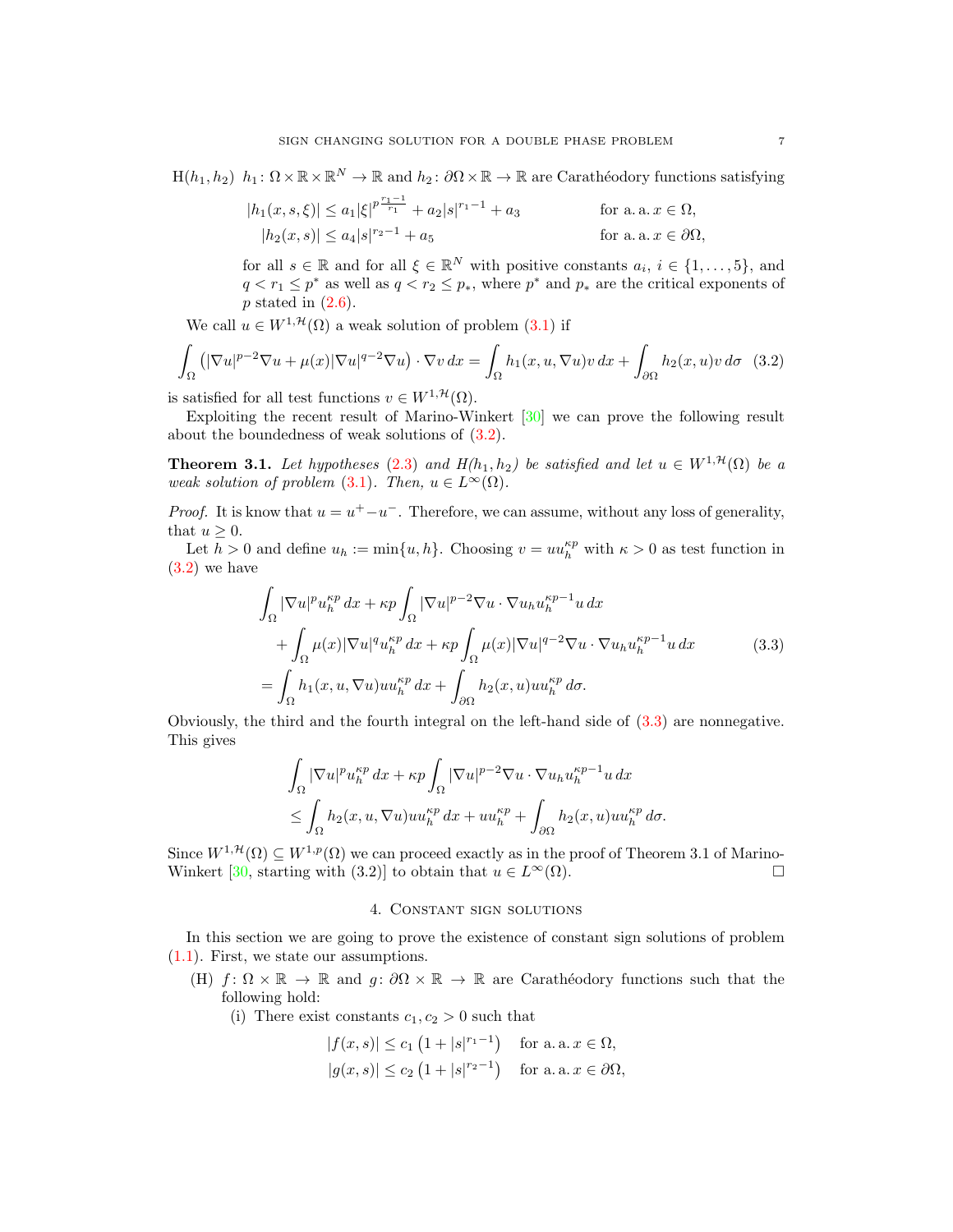H$(h_1,h_2)$ $h_1\colon \Omega\times\mathbb{R}\times\mathbb{R}^N\to\mathbb{R}$ and $h_2\colon \partial\Omega\times\mathbb{R}\to\mathbb{R}$ are Carathéodory functions satisfying

$$
\begin{aligned}
|h_1(x,s,\xi)| &\le a_1|\xi|^{p\frac{r_1-1}{r_1}} + a_2|s|^{r_1-1} + a_3 \qquad && \text{for a. a. } x\in\Omega,\\
|h_2(x,s)| &\le a_4|s|^{r_2-1} + a_5 && \text{for a. a. } x\in\partial\Omega,
\end{aligned}
$$

for all $s\in\mathbb{R}$ and for all $\xi\in\mathbb{R}^N$ with positive constants $a_i$, $i\in\{1,\ldots,5\}$, and $q<r_1\le p^*$ as well as $q<r_2\le p_*$, where $p^*$ and $p_*$ are the critical exponents of $p$ stated in (2.6).

We call $u\in W^{1,\mathcal{H}}(\Omega)$ a weak solution of problem (3.1) if

$$
\int_\Omega \left(|\nabla u|^{p-2}\nabla u + \mu(x)|\nabla u|^{q-2}\nabla u\right)\cdot\nabla v\,dx = \int_\Omega h_1(x,u,\nabla u)v\,dx + \int_{\partial\Omega} h_2(x,u)v\,d\sigma \tag{3.2}
$$

is satisfied for all test functions $v\in W^{1,\mathcal{H}}(\Omega)$.

Exploiting the recent result of Marino-Winkert [30] we can prove the following result about the boundedness of weak solutions of (3.2).

**Theorem 3.1.** *Let hypotheses (2.3) and $H(h_1,h_2)$ be satisfied and let $u\in W^{1,\mathcal{H}}(\Omega)$ be a weak solution of problem (3.1). Then, $u\in L^\infty(\Omega)$.*

*Proof.* It is know that $u=u^+-u^-$. Therefore, we can assume, without any loss of generality, that $u\ge 0$.

Let $h>0$ and define $u_h:=\min\{u,h\}$. Choosing $v=uu_h^{\kappa p}$ with $\kappa>0$ as test function in (3.2) we have

$$
\begin{aligned}
&\int_\Omega |\nabla u|^p u_h^{\kappa p}\,dx + \kappa p\int_\Omega |\nabla u|^{p-2}\nabla u\cdot\nabla u_h u_h^{\kappa p-1}u\,dx\\
&\quad + \int_\Omega \mu(x)|\nabla u|^q u_h^{\kappa p}\,dx + \kappa p\int_\Omega \mu(x)|\nabla u|^{q-2}\nabla u\cdot\nabla u_h u_h^{\kappa p-1}u\,dx\\
&= \int_\Omega h_1(x,u,\nabla u)uu_h^{\kappa p}\,dx + \int_{\partial\Omega} h_2(x,u)uu_h^{\kappa p}\,d\sigma.
\end{aligned}
\tag{3.3}
$$

Obviously, the third and the fourth integral on the left-hand side of (3.3) are nonnegative. This gives

$$
\begin{aligned}
&\int_\Omega |\nabla u|^p u_h^{\kappa p}\,dx + \kappa p\int_\Omega |\nabla u|^{p-2}\nabla u\cdot\nabla u_h u_h^{\kappa p-1}u\,dx\\
&\le \int_\Omega h_2(x,u,\nabla u)uu_h^{\kappa p}\,dx + uu_h^{\kappa p} + \int_{\partial\Omega} h_2(x,u)uu_h^{\kappa p}\,d\sigma.
\end{aligned}
$$

Since $W^{1,\mathcal{H}}(\Omega)\subseteq W^{1,p}(\Omega)$ we can proceed exactly as in the proof of Theorem 3.1 of Marino-Winkert [30, starting with (3.2)] to obtain that $u\in L^\infty(\Omega)$. $\square$

## 4. Constant sign solutions

In this section we are going to prove the existence of constant sign solutions of problem (1.1). First, we state our assumptions.

(H) $f\colon \Omega\times\mathbb{R}\to\mathbb{R}$ and $g\colon \partial\Omega\times\mathbb{R}\to\mathbb{R}$ are Carathéodory functions such that the following hold:

(i) There exist constants $c_1,c_2>0$ such that

$$
\begin{aligned}
|f(x,s)| &\le c_1\left(1+|s|^{r_1-1}\right) \quad && \text{for a. a. } x\in\Omega,\\
|g(x,s)| &\le c_2\left(1+|s|^{r_2-1}\right) && \text{for a. a. } x\in\partial\Omega,
\end{aligned}
$$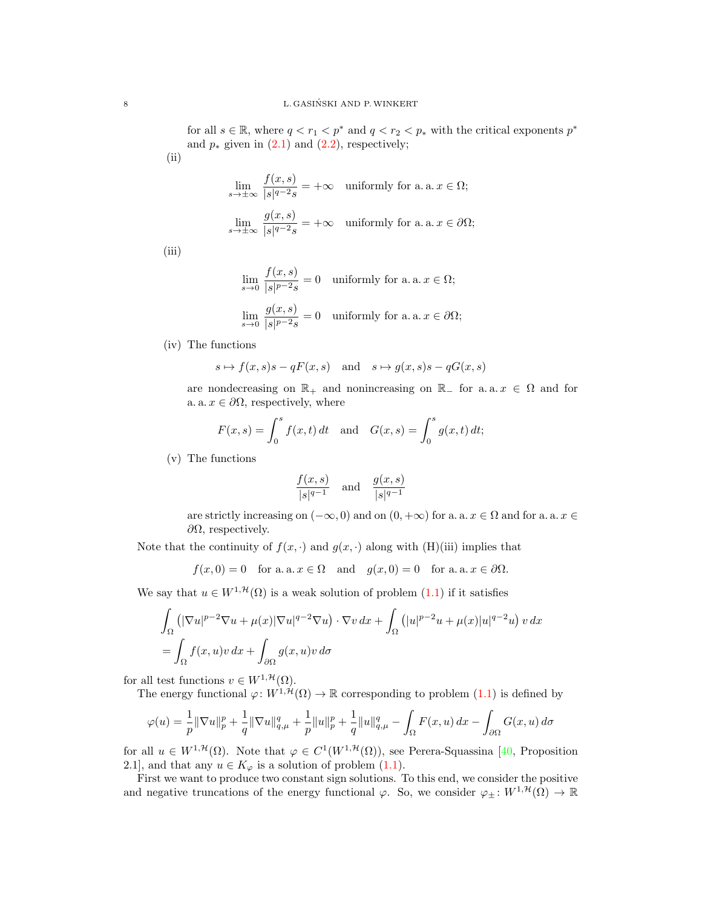for all $s \in \mathbb{R}$, where $q < r_1 < p^*$ and $q < r_2 < p_*$ with the critical exponents $p^*$ and $p_*$ given in (2.1) and (2.2), respectively;

(ii)
$$\lim_{s \to \pm\infty} \frac{f(x,s)}{|s|^{q-2}s} = +\infty \quad \text{uniformly for a. a. } x \in \Omega;$$
$$\lim_{s \to \pm\infty} \frac{g(x,s)}{|s|^{q-2}s} = +\infty \quad \text{uniformly for a. a. } x \in \partial\Omega;$$

(iii)
$$\lim_{s \to 0} \frac{f(x,s)}{|s|^{p-2}s} = 0 \quad \text{uniformly for a. a. } x \in \Omega;$$
$$\lim_{s \to 0} \frac{g(x,s)}{|s|^{p-2}s} = 0 \quad \text{uniformly for a. a. } x \in \partial\Omega;$$

(iv) The functions
$$s \mapsto f(x,s)s - qF(x,s) \quad \text{and} \quad s \mapsto g(x,s)s - qG(x,s)$$
are nondecreasing on $\mathbb{R}_+$ and nonincreasing on $\mathbb{R}_-$ for a. a. $x \in \Omega$ and for a. a. $x \in \partial\Omega$, respectively, where
$$F(x,s) = \int_0^s f(x,t)\,dt \quad \text{and} \quad G(x,s) = \int_0^s g(x,t)\,dt;$$

(v) The functions
$$\frac{f(x,s)}{|s|^{q-1}} \quad \text{and} \quad \frac{g(x,s)}{|s|^{q-1}}$$
are strictly increasing on $(-\infty,0)$ and on $(0,+\infty)$ for a. a. $x \in \Omega$ and for a. a. $x \in \partial\Omega$, respectively.

Note that the continuity of $f(x,\cdot)$ and $g(x,\cdot)$ along with (H)(iii) implies that
$$f(x,0) = 0 \quad \text{for a. a. } x \in \Omega \quad \text{and} \quad g(x,0) = 0 \quad \text{for a. a. } x \in \partial\Omega.$$

We say that $u \in W^{1,\mathcal{H}}(\Omega)$ is a weak solution of problem (1.1) if it satisfies
$$\begin{aligned}
&\int_\Omega \left(|\nabla u|^{p-2}\nabla u + \mu(x)|\nabla u|^{q-2}\nabla u\right) \cdot \nabla v\,dx + \int_\Omega \left(|u|^{p-2}u + \mu(x)|u|^{q-2}u\right) v\,dx \\
&= \int_\Omega f(x,u)v\,dx + \int_{\partial\Omega} g(x,u)v\,d\sigma
\end{aligned}$$
for all test functions $v \in W^{1,\mathcal{H}}(\Omega)$.

The energy functional $\varphi\colon W^{1,\mathcal{H}}(\Omega) \to \mathbb{R}$ corresponding to problem (1.1) is defined by
$$\varphi(u) = \frac{1}{p}\|\nabla u\|_p^p + \frac{1}{q}\|\nabla u\|_{q,\mu}^q + \frac{1}{p}\|u\|_p^p + \frac{1}{q}\|u\|_{q,\mu}^q - \int_\Omega F(x,u)\,dx - \int_{\partial\Omega} G(x,u)\,d\sigma$$
for all $u \in W^{1,\mathcal{H}}(\Omega)$. Note that $\varphi \in C^1(W^{1,\mathcal{H}}(\Omega))$, see Perera-Squassina [40, Proposition 2.1], and that any $u \in K_\varphi$ is a solution of problem (1.1).

First we want to produce two constant sign solutions. To this end, we consider the positive and negative truncations of the energy functional $\varphi$. So, we consider $\varphi_\pm\colon W^{1,\mathcal{H}}(\Omega) \to \mathbb{R}$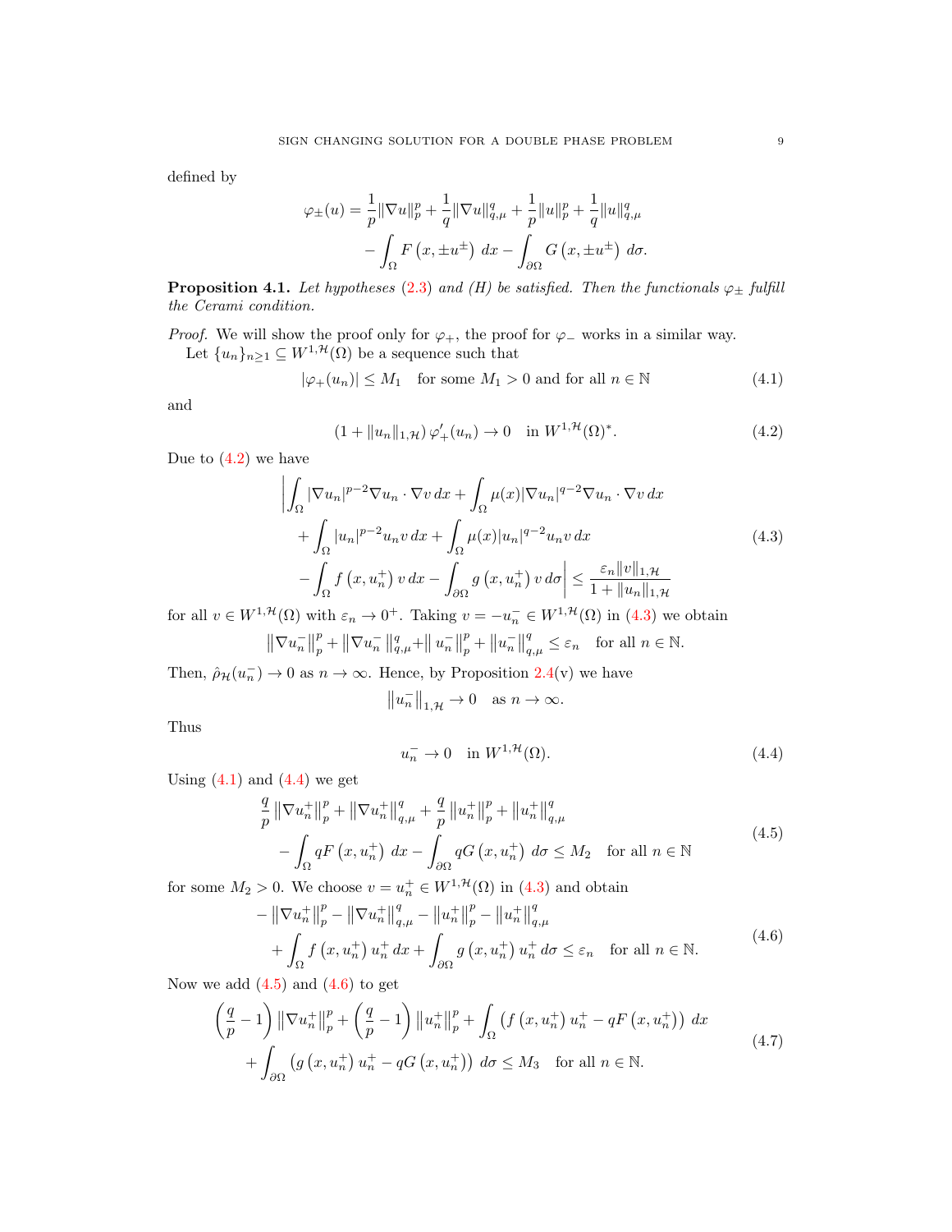defined by

$$
\begin{aligned}
\varphi_{\pm}(u) = \frac{1}{p}\|\nabla u\|_p^p + \frac{1}{q}\|\nabla u\|_{q,\mu}^q + \frac{1}{p}\|u\|_p^p + \frac{1}{q}\|u\|_{q,\mu}^q \\
- \int_\Omega F\left(x, \pm u^{\pm}\right)\, dx - \int_{\partial\Omega} G\left(x, \pm u^{\pm}\right)\, d\sigma.
\end{aligned}
$$

**Proposition 4.1.** *Let hypotheses (2.3) and (H) be satisfied. Then the functionals $\varphi_\pm$ fulfill the Cerami condition.*

*Proof.* We will show the proof only for $\varphi_+$, the proof for $\varphi_-$ works in a similar way.

Let $\{u_n\}_{n\geq 1} \subseteq W^{1,\mathcal{H}}(\Omega)$ be a sequence such that

$$
|\varphi_+(u_n)| \leq M_1 \quad \text{for some } M_1 > 0 \text{ and for all } n \in \mathbb{N} \tag{4.1}
$$

and

$$
(1 + \|u_n\|_{1,\mathcal{H}})\, \varphi_+'(u_n) \to 0 \quad \text{in } W^{1,\mathcal{H}}(\Omega)^*. \tag{4.2}
$$

Due to (4.2) we have

$$
\begin{aligned}
&\left| \int_\Omega |\nabla u_n|^{p-2} \nabla u_n \cdot \nabla v \, dx + \int_\Omega \mu(x) |\nabla u_n|^{q-2} \nabla u_n \cdot \nabla v \, dx \right. \\
&\quad + \int_\Omega |u_n|^{p-2} u_n v \, dx + \int_\Omega \mu(x) |u_n|^{q-2} u_n v \, dx \\
&\quad \left. - \int_\Omega f\left(x, u_n^+\right) v \, dx - \int_{\partial\Omega} g\left(x, u_n^+\right) v \, d\sigma \right| \leq \frac{\varepsilon_n \|v\|_{1,\mathcal{H}}}{1 + \|u_n\|_{1,\mathcal{H}}}
\end{aligned} \tag{4.3}
$$

for all $v \in W^{1,\mathcal{H}}(\Omega)$ with $\varepsilon_n \to 0^+$. Taking $v = -u_n^- \in W^{1,\mathcal{H}}(\Omega)$ in (4.3) we obtain

$$
\left\|\nabla u_n^-\right\|_p^p + \left\|\nabla u_n^-\right\|_{q,\mu}^q + \left\| u_n^-\right\|_p^p + \left\|u_n^-\right\|_{q,\mu}^q \leq \varepsilon_n \quad \text{for all } n \in \mathbb{N}.
$$

Then, $\hat\rho_{\mathcal{H}}(u_n^-) \to 0$ as $n \to \infty$. Hence, by Proposition 2.4(v) we have

$$
\left\|u_n^-\right\|_{1,\mathcal{H}} \to 0 \quad \text{as } n \to \infty.
$$

Thus

$$
u_n^- \to 0 \quad \text{in } W^{1,\mathcal{H}}(\Omega). \tag{4.4}
$$

Using (4.1) and (4.4) we get

$$
\begin{aligned}
&\frac{q}{p}\left\|\nabla u_n^+\right\|_p^p + \left\|\nabla u_n^+\right\|_{q,\mu}^q + \frac{q}{p}\left\|u_n^+\right\|_p^p + \left\|u_n^+\right\|_{q,\mu}^q \\
&\quad - \int_\Omega qF\left(x, u_n^+\right) dx - \int_{\partial\Omega} qG\left(x, u_n^+\right) d\sigma \leq M_2 \quad \text{for all } n \in \mathbb{N}
\end{aligned} \tag{4.5}
$$

for some $M_2 > 0$. We choose $v = u_n^+ \in W^{1,\mathcal{H}}(\Omega)$ in (4.3) and obtain

$$
\begin{aligned}
&- \left\|\nabla u_n^+\right\|_p^p - \left\|\nabla u_n^+\right\|_{q,\mu}^q - \left\|u_n^+\right\|_p^p - \left\|u_n^+\right\|_{q,\mu}^q \\
&\quad + \int_\Omega f\left(x, u_n^+\right) u_n^+ \, dx + \int_{\partial\Omega} g\left(x, u_n^+\right) u_n^+ \, d\sigma \leq \varepsilon_n \quad \text{for all } n \in \mathbb{N}.
\end{aligned} \tag{4.6}
$$

Now we add (4.5) and (4.6) to get

$$
\begin{aligned}
&\left(\frac{q}{p} - 1\right)\left\|\nabla u_n^+\right\|_p^p + \left(\frac{q}{p} - 1\right)\left\|u_n^+\right\|_p^p + \int_\Omega \left(f\left(x, u_n^+\right) u_n^+ - qF\left(x, u_n^+\right)\right) dx \\
&\quad + \int_{\partial\Omega} \left(g\left(x, u_n^+\right) u_n^+ - qG\left(x, u_n^+\right)\right) d\sigma \leq M_3 \quad \text{for all } n \in \mathbb{N}.
\end{aligned} \tag{4.7}
$$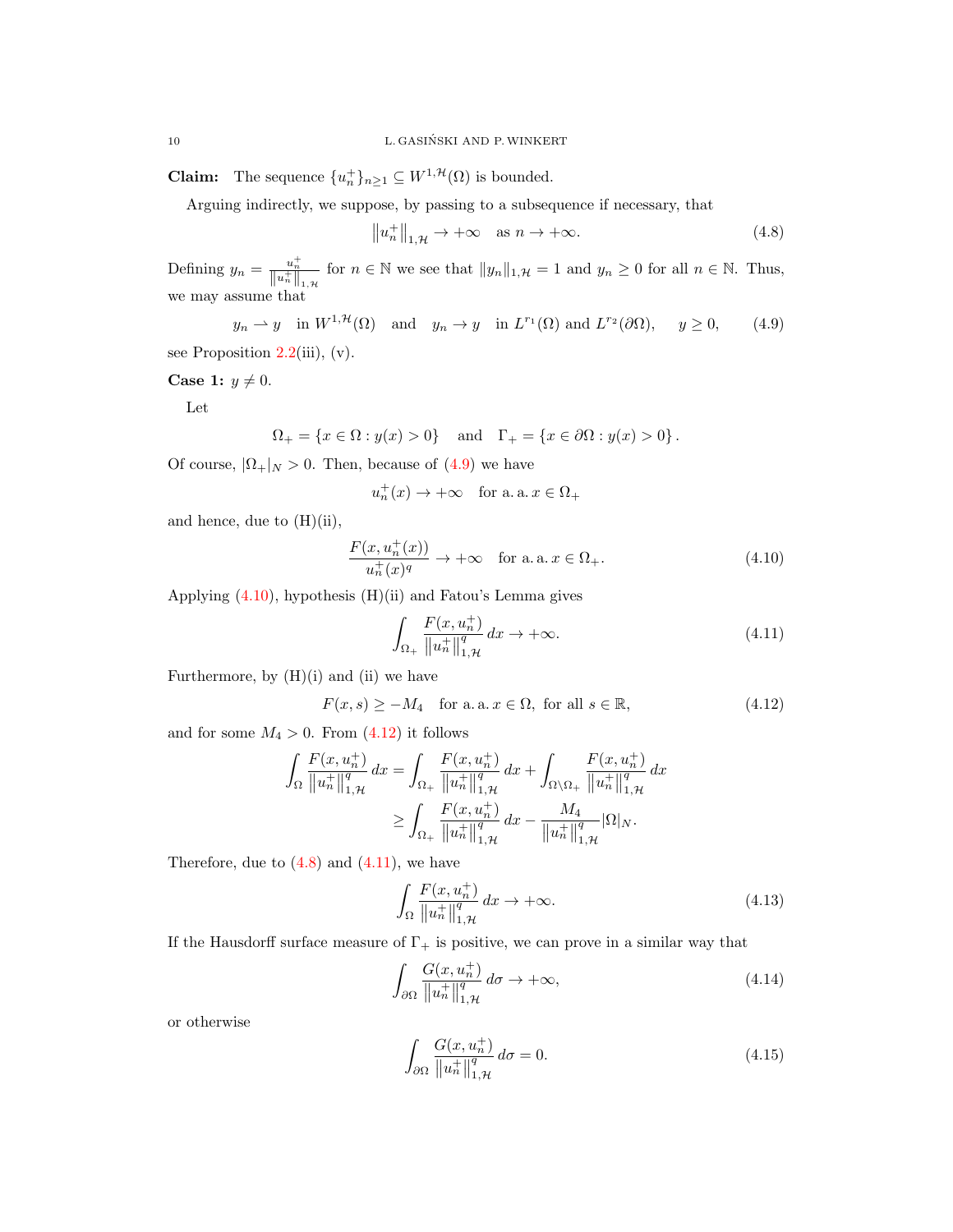**Claim:** The sequence $\{u_n^+\}_{n\geq 1} \subseteq W^{1,\mathcal{H}}(\Omega)$ is bounded.

Arguing indirectly, we suppose, by passing to a subsequence if necessary, that

$$\left\|u_n^+\right\|_{1,\mathcal{H}} \to +\infty \quad \text{as } n \to +\infty. \tag{4.8}$$

Defining $y_n = \frac{u_n^+}{\left\|u_n^+\right\|_{1,\mathcal{H}}}$ for $n \in \mathbb{N}$ we see that $\|y_n\|_{1,\mathcal{H}} = 1$ and $y_n \geq 0$ for all $n \in \mathbb{N}$. Thus, we may assume that

$$y_n \rightharpoonup y \quad \text{in } W^{1,\mathcal{H}}(\Omega) \quad \text{and} \quad y_n \to y \quad \text{in } L^{r_1}(\Omega) \text{ and } L^{r_2}(\partial\Omega), \qquad y \geq 0, \tag{4.9}$$

see Proposition 2.2(iii), (v).

**Case 1:** $y \neq 0$.

Let

$$\Omega_+ = \{x \in \Omega : y(x) > 0\} \quad \text{and} \quad \Gamma_+ = \{x \in \partial\Omega : y(x) > 0\}.$$

Of course, $|\Omega_+|_N > 0$. Then, because of (4.9) we have

$$u_n^+(x) \to +\infty \quad \text{for a. a. } x \in \Omega_+$$

and hence, due to (H)(ii),

$$\frac{F(x, u_n^+(x))}{u_n^+(x)^q} \to +\infty \quad \text{for a. a. } x \in \Omega_+. \tag{4.10}$$

Applying (4.10), hypothesis (H)(ii) and Fatou's Lemma gives

$$\int_{\Omega_+} \frac{F(x, u_n^+)}{\left\|u_n^+\right\|_{1,\mathcal{H}}^q}\, dx \to +\infty. \tag{4.11}$$

Furthermore, by (H)(i) and (ii) we have

$$F(x, s) \geq -M_4 \quad \text{for a. a. } x \in \Omega, \text{ for all } s \in \mathbb{R}, \tag{4.12}$$

and for some $M_4 > 0$. From (4.12) it follows

$$\begin{aligned}
\int_{\Omega} \frac{F(x, u_n^+)}{\left\|u_n^+\right\|_{1,\mathcal{H}}^q}\, dx &= \int_{\Omega_+} \frac{F(x, u_n^+)}{\left\|u_n^+\right\|_{1,\mathcal{H}}^q}\, dx + \int_{\Omega\setminus\Omega_+} \frac{F(x, u_n^+)}{\left\|u_n^+\right\|_{1,\mathcal{H}}^q}\, dx \\
&\geq \int_{\Omega_+} \frac{F(x, u_n^+)}{\left\|u_n^+\right\|_{1,\mathcal{H}}^q}\, dx - \frac{M_4}{\left\|u_n^+\right\|_{1,\mathcal{H}}^q} |\Omega|_N.
\end{aligned}$$

Therefore, due to (4.8) and (4.11), we have

$$\int_{\Omega} \frac{F(x, u_n^+)}{\left\|u_n^+\right\|_{1,\mathcal{H}}^q}\, dx \to +\infty. \tag{4.13}$$

If the Hausdorff surface measure of $\Gamma_+$ is positive, we can prove in a similar way that

$$\int_{\partial\Omega} \frac{G(x, u_n^+)}{\left\|u_n^+\right\|_{1,\mathcal{H}}^q}\, d\sigma \to +\infty, \tag{4.14}$$

or otherwise

$$\int_{\partial\Omega} \frac{G(x, u_n^+)}{\left\|u_n^+\right\|_{1,\mathcal{H}}^q}\, d\sigma = 0. \tag{4.15}$$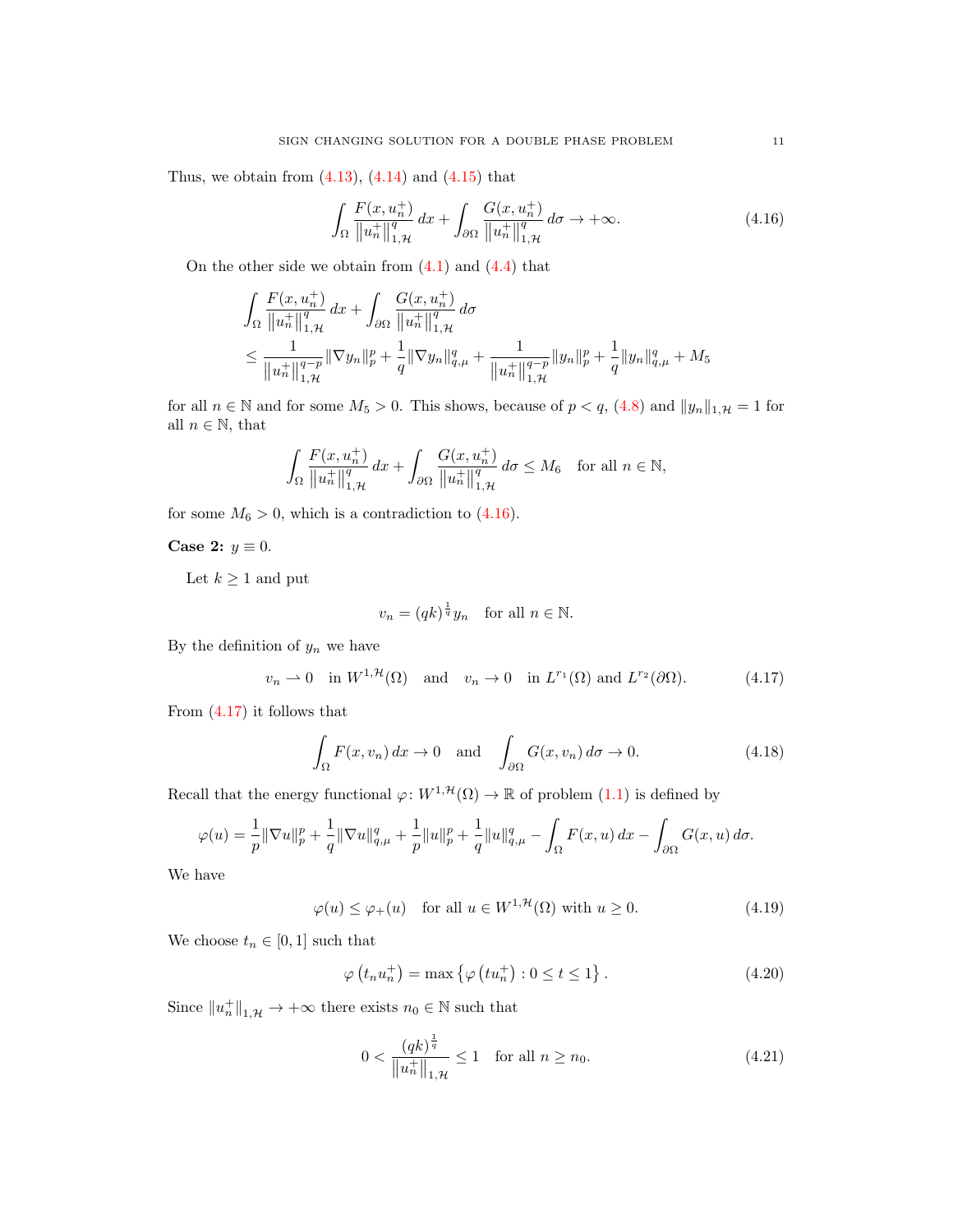Thus, we obtain from (4.13), (4.14) and (4.15) that

$$\int_\Omega \frac{F(x,u_n^+)}{\|u_n^+\|_{1,\mathcal{H}}^q}\,dx + \int_{\partial\Omega} \frac{G(x,u_n^+)}{\|u_n^+\|_{1,\mathcal{H}}^q}\,d\sigma \to +\infty. \tag{4.16}$$

On the other side we obtain from (4.1) and (4.4) that

$$\begin{aligned}
&\int_\Omega \frac{F(x,u_n^+)}{\|u_n^+\|_{1,\mathcal{H}}^q}\,dx + \int_{\partial\Omega} \frac{G(x,u_n^+)}{\|u_n^+\|_{1,\mathcal{H}}^q}\,d\sigma \\
&\leq \frac{1}{\|u_n^+\|_{1,\mathcal{H}}^{q-p}}\|\nabla y_n\|_p^p + \frac{1}{q}\|\nabla y_n\|_{q,\mu}^q + \frac{1}{\|u_n^+\|_{1,\mathcal{H}}^{q-p}}\|y_n\|_p^p + \frac{1}{q}\|y_n\|_{q,\mu}^q + M_5
\end{aligned}$$

for all $n \in \mathbb{N}$ and for some $M_5 > 0$. This shows, because of $p < q$, (4.8) and $\|y_n\|_{1,\mathcal{H}} = 1$ for all $n \in \mathbb{N}$, that

$$\int_\Omega \frac{F(x,u_n^+)}{\|u_n^+\|_{1,\mathcal{H}}^q}\,dx + \int_{\partial\Omega} \frac{G(x,u_n^+)}{\|u_n^+\|_{1,\mathcal{H}}^q}\,d\sigma \leq M_6 \quad \text{for all } n \in \mathbb{N},$$

for some $M_6 > 0$, which is a contradiction to (4.16).

**Case 2:** $y \equiv 0$.

Let $k \geq 1$ and put

$$v_n = (qk)^{\frac{1}{q}} y_n \quad \text{for all } n \in \mathbb{N}.$$

By the definition of $y_n$ we have

$$v_n \rightharpoonup 0 \quad \text{in } W^{1,\mathcal{H}}(\Omega) \quad \text{and} \quad v_n \to 0 \quad \text{in } L^{r_1}(\Omega) \text{ and } L^{r_2}(\partial\Omega). \tag{4.17}$$

From (4.17) it follows that

$$\int_\Omega F(x,v_n)\,dx \to 0 \quad \text{and} \quad \int_{\partial\Omega} G(x,v_n)\,d\sigma \to 0. \tag{4.18}$$

Recall that the energy functional $\varphi\colon W^{1,\mathcal{H}}(\Omega) \to \mathbb{R}$ of problem (1.1) is defined by

$$\varphi(u) = \frac{1}{p}\|\nabla u\|_p^p + \frac{1}{q}\|\nabla u\|_{q,\mu}^q + \frac{1}{p}\|u\|_p^p + \frac{1}{q}\|u\|_{q,\mu}^q - \int_\Omega F(x,u)\,dx - \int_{\partial\Omega} G(x,u)\,d\sigma.$$

We have

$$\varphi(u) \leq \varphi_+(u) \quad \text{for all } u \in W^{1,\mathcal{H}}(\Omega) \text{ with } u \geq 0. \tag{4.19}$$

We choose $t_n \in [0,1]$ such that

$$\varphi\left(t_n u_n^+\right) = \max\left\{\varphi\left(t u_n^+\right) : 0 \leq t \leq 1\right\}. \tag{4.20}$$

Since $\|u_n^+\|_{1,\mathcal{H}} \to +\infty$ there exists $n_0 \in \mathbb{N}$ such that

$$0 < \frac{(qk)^{\frac{1}{q}}}{\|u_n^+\|_{1,\mathcal{H}}} \leq 1 \quad \text{for all } n \geq n_0. \tag{4.21}$$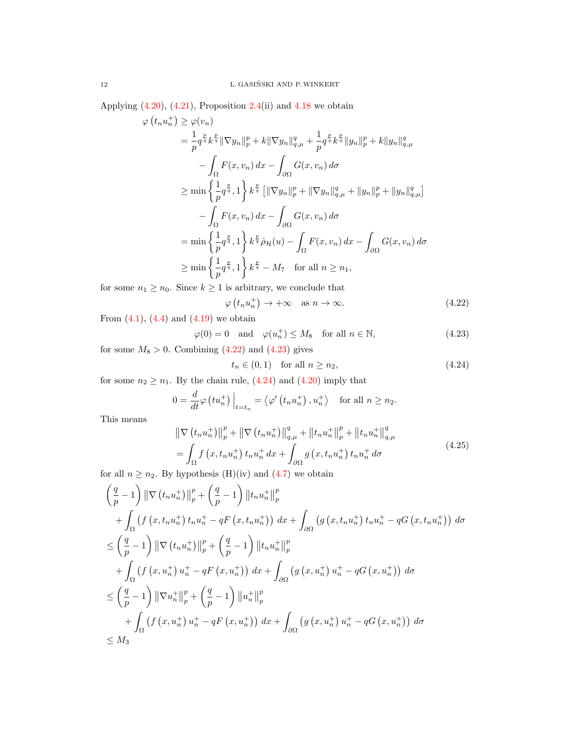Applying (4.20), (4.21), Proposition 2.4(ii) and 4.18 we obtain

$$
\begin{aligned}
\varphi\left(t_n u_n^+\right) &\geq \varphi(v_n) \\
&= \frac{1}{p} q^{\frac{p}{q}} k^{\frac{p}{q}} \|\nabla y_n\|_p^p + k \|\nabla y_n\|_{q,\mu}^q + \frac{1}{p} q^{\frac{p}{q}} k^{\frac{p}{q}} \|y_n\|_p^p + k \|y_n\|_{q,\mu}^q \\
&\quad - \int_\Omega F(x, v_n)\,dx - \int_{\partial\Omega} G(x, v_n)\,d\sigma \\
&\geq \min\left\{\frac{1}{p} q^{\frac{p}{q}}, 1\right\} k^{\frac{p}{q}} \left[\|\nabla y_n\|_p^p + \|\nabla y_n\|_{q,\mu}^q + \|y_n\|_p^p + \|y_n\|_{q,\mu}^q\right] \\
&\quad - \int_\Omega F(x, v_n)\,dx - \int_{\partial\Omega} G(x, v_n)\,d\sigma \\
&= \min\left\{\frac{1}{p} q^{\frac{p}{q}}, 1\right\} k^{\frac{p}{q}} \hat{\rho}_{\mathcal{H}}(u) - \int_\Omega F(x, v_n)\,dx - \int_{\partial\Omega} G(x, v_n)\,d\sigma \\
&\geq \min\left\{\frac{1}{p} q^{\frac{p}{q}}, 1\right\} k^{\frac{p}{q}} - M_7 \quad \text{for all } n \geq n_1,
\end{aligned}
$$

for some $n_1 \geq n_0$. Since $k \geq 1$ is arbitrary, we conclude that

$$
\varphi\left(t_n u_n^+\right) \to +\infty \quad \text{as } n \to \infty. \tag{4.22}
$$

From (4.1), (4.4) and (4.19) we obtain

$$
\varphi(0) = 0 \quad \text{and} \quad \varphi(u_n^+) \leq M_8 \quad \text{for all } n \in \mathbb{N}, \tag{4.23}
$$

for some $M_8 > 0$. Combining (4.22) and (4.23) gives

$$
t_n \in (0,1) \quad \text{for all } n \geq n_2, \tag{4.24}
$$

for some $n_2 \geq n_1$. By the chain rule, (4.24) and (4.20) imply that

$$
0 = \frac{d}{dt} \varphi\left(t u_n^+\right)\Big|_{t=t_n} = \left\langle \varphi'\left(t_n u_n^+\right), u_n^+ \right\rangle \quad \text{for all } n \geq n_2.
$$

This means

$$
\begin{aligned}
&\left\|\nabla\left(t_n u_n^+\right)\right\|_p^p + \left\|\nabla\left(t_n u_n^+\right)\right\|_{q,\mu}^q + \left\|t_n u_n^+\right\|_p^p + \left\|t_n u_n^+\right\|_{q,\mu}^q \\
&= \int_\Omega f\left(x, t_n u_n^+\right) t_n u_n^+\,dx + \int_{\partial\Omega} g\left(x, t_n u_n^+\right) t_n u_n^+\,d\sigma
\end{aligned} \tag{4.25}
$$

for all $n \geq n_2$. By hypothesis (H)(iv) and (4.7) we obtain

$$
\begin{aligned}
&\left(\frac{q}{p} - 1\right) \left\|\nabla\left(t_n u_n^+\right)\right\|_p^p + \left(\frac{q}{p} - 1\right) \left\|t_n u_n^+\right\|_p^p \\
&\quad + \int_\Omega \left(f\left(x, t_n u_n^+\right) t_n u_n^+ - qF\left(x, t_n u_n^+\right)\right) dx + \int_{\partial\Omega} \left(g\left(x, t_n u_n^+\right) t_n u_n^+ - qG\left(x, t_n u_n^+\right)\right) d\sigma \\
&\leq \left(\frac{q}{p} - 1\right) \left\|\nabla\left(t_n u_n^+\right)\right\|_p^p + \left(\frac{q}{p} - 1\right) \left\|t_n u_n^+\right\|_p^p \\
&\quad + \int_\Omega \left(f\left(x, u_n^+\right) u_n^+ - qF\left(x, u_n^+\right)\right) dx + \int_{\partial\Omega} \left(g\left(x, u_n^+\right) u_n^+ - qG\left(x, u_n^+\right)\right) d\sigma \\
&\leq \left(\frac{q}{p} - 1\right) \left\|\nabla u_n^+\right\|_p^p + \left(\frac{q}{p} - 1\right) \left\|u_n^+\right\|_p^p \\
&\quad + \int_\Omega \left(f\left(x, u_n^+\right) u_n^+ - qF\left(x, u_n^+\right)\right) dx + \int_{\partial\Omega} \left(g\left(x, u_n^+\right) u_n^+ - qG\left(x, u_n^+\right)\right) d\sigma \\
&\leq M_3
\end{aligned}
$$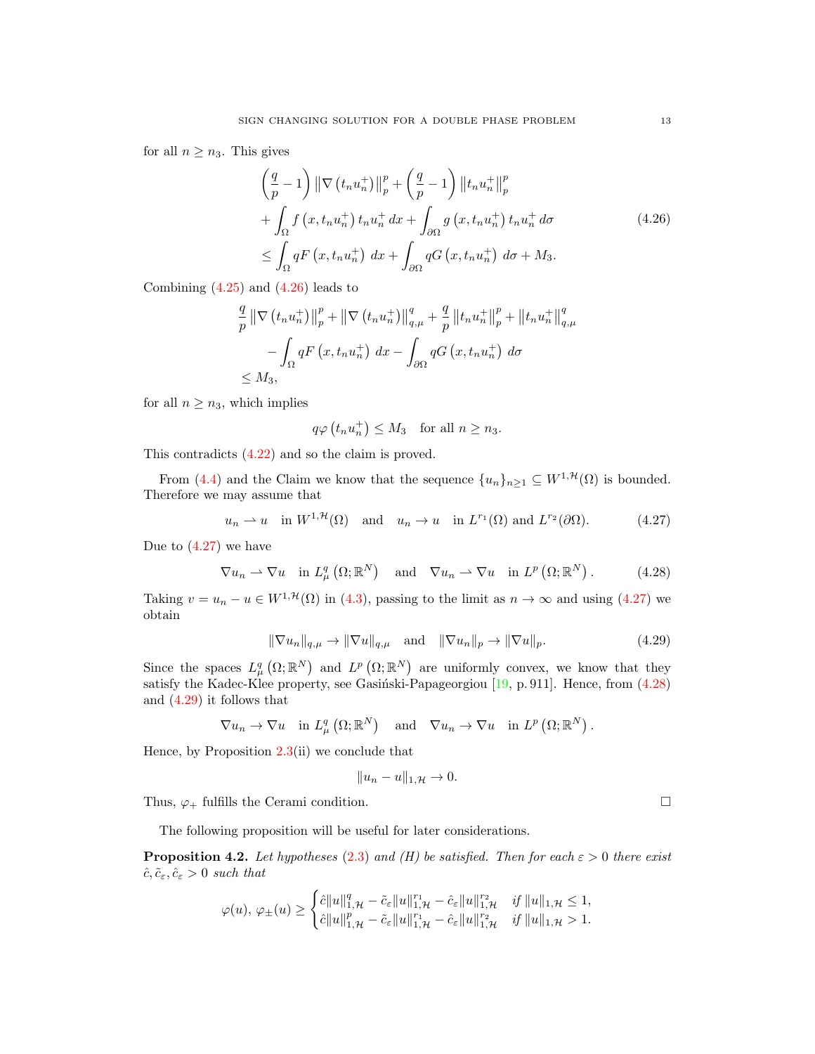for all $n \geq n_3$. This gives

$$
\begin{aligned}
&\left(\frac{q}{p}-1\right)\left\|\nabla\left(t_n u_n^+\right)\right\|_p^p+\left(\frac{q}{p}-1\right)\left\|t_n u_n^+\right\|_p^p \\
&+\int_\Omega f\left(x, t_n u_n^+\right) t_n u_n^+ \, dx+\int_{\partial\Omega} g\left(x, t_n u_n^+\right) t_n u_n^+ \, d\sigma \\
&\leq \int_\Omega qF\left(x, t_n u_n^+\right) \, dx+\int_{\partial\Omega} qG\left(x, t_n u_n^+\right) \, d\sigma+M_3.
\end{aligned} \tag{4.26}
$$

Combining (4.25) and (4.26) leads to

$$
\begin{aligned}
&\frac{q}{p}\left\|\nabla\left(t_n u_n^+\right)\right\|_p^p+\left\|\nabla\left(t_n u_n^+\right)\right\|_{q,\mu}^q+\frac{q}{p}\left\|t_n u_n^+\right\|_p^p+\left\|t_n u_n^+\right\|_{q,\mu}^q \\
&\qquad -\int_\Omega qF\left(x, t_n u_n^+\right) \, dx-\int_{\partial\Omega} qG\left(x, t_n u_n^+\right) \, d\sigma \\
&\leq M_3,
\end{aligned}
$$

for all $n \geq n_3$, which implies

$$
q\varphi\left(t_n u_n^+\right) \leq M_3 \quad \text{for all } n \geq n_3.
$$

This contradicts (4.22) and so the claim is proved.

From (4.4) and the Claim we know that the sequence $\{u_n\}_{n\geq 1} \subseteq W^{1,\mathcal{H}}(\Omega)$ is bounded. Therefore we may assume that

$$
u_n \rightharpoonup u \quad \text{in } W^{1,\mathcal{H}}(\Omega) \quad \text{and} \quad u_n \to u \quad \text{in } L^{r_1}(\Omega) \text{ and } L^{r_2}(\partial\Omega). \tag{4.27}
$$

Due to (4.27) we have

$$
\nabla u_n \rightharpoonup \nabla u \quad \text{in } L^q_\mu\left(\Omega;\mathbb{R}^N\right) \quad \text{and} \quad \nabla u_n \rightharpoonup \nabla u \quad \text{in } L^p\left(\Omega;\mathbb{R}^N\right). \tag{4.28}
$$

Taking $v = u_n - u \in W^{1,\mathcal{H}}(\Omega)$ in (4.3), passing to the limit as $n \to \infty$ and using (4.27) we obtain

$$
\|\nabla u_n\|_{q,\mu} \to \|\nabla u\|_{q,\mu} \quad \text{and} \quad \|\nabla u_n\|_p \to \|\nabla u\|_p. \tag{4.29}
$$

Since the spaces $L^q_\mu\left(\Omega;\mathbb{R}^N\right)$ and $L^p\left(\Omega;\mathbb{R}^N\right)$ are uniformly convex, we know that they satisfy the Kadec-Klee property, see Gasiński-Papageorgiou [19, p. 911]. Hence, from (4.28) and (4.29) it follows that

$$
\nabla u_n \to \nabla u \quad \text{in } L^q_\mu\left(\Omega;\mathbb{R}^N\right) \quad \text{and} \quad \nabla u_n \to \nabla u \quad \text{in } L^p\left(\Omega;\mathbb{R}^N\right).
$$

Hence, by Proposition 2.3(ii) we conclude that

$$
\|u_n - u\|_{1,\mathcal{H}} \to 0.
$$

Thus, $\varphi_+$ fulfills the Cerami condition. $\square$

The following proposition will be useful for later considerations.

**Proposition 4.2.** *Let hypotheses (2.3) and (H) be satisfied. Then for each $\varepsilon > 0$ there exist $\hat{c}, \tilde{c}_\varepsilon, \hat{c}_\varepsilon > 0$ such that*

$$
\varphi(u),\, \varphi_\pm(u) \geq
\begin{cases}
\hat{c}\|u\|_{1,\mathcal{H}}^q - \tilde{c}_\varepsilon\|u\|_{1,\mathcal{H}}^{r_1} - \hat{c}_\varepsilon\|u\|_{1,\mathcal{H}}^{r_2} & \text{if } \|u\|_{1,\mathcal{H}} \leq 1, \\
\hat{c}\|u\|_{1,\mathcal{H}}^p - \tilde{c}_\varepsilon\|u\|_{1,\mathcal{H}}^{r_1} - \hat{c}_\varepsilon\|u\|_{1,\mathcal{H}}^{r_2} & \text{if } \|u\|_{1,\mathcal{H}} > 1.
\end{cases}
$$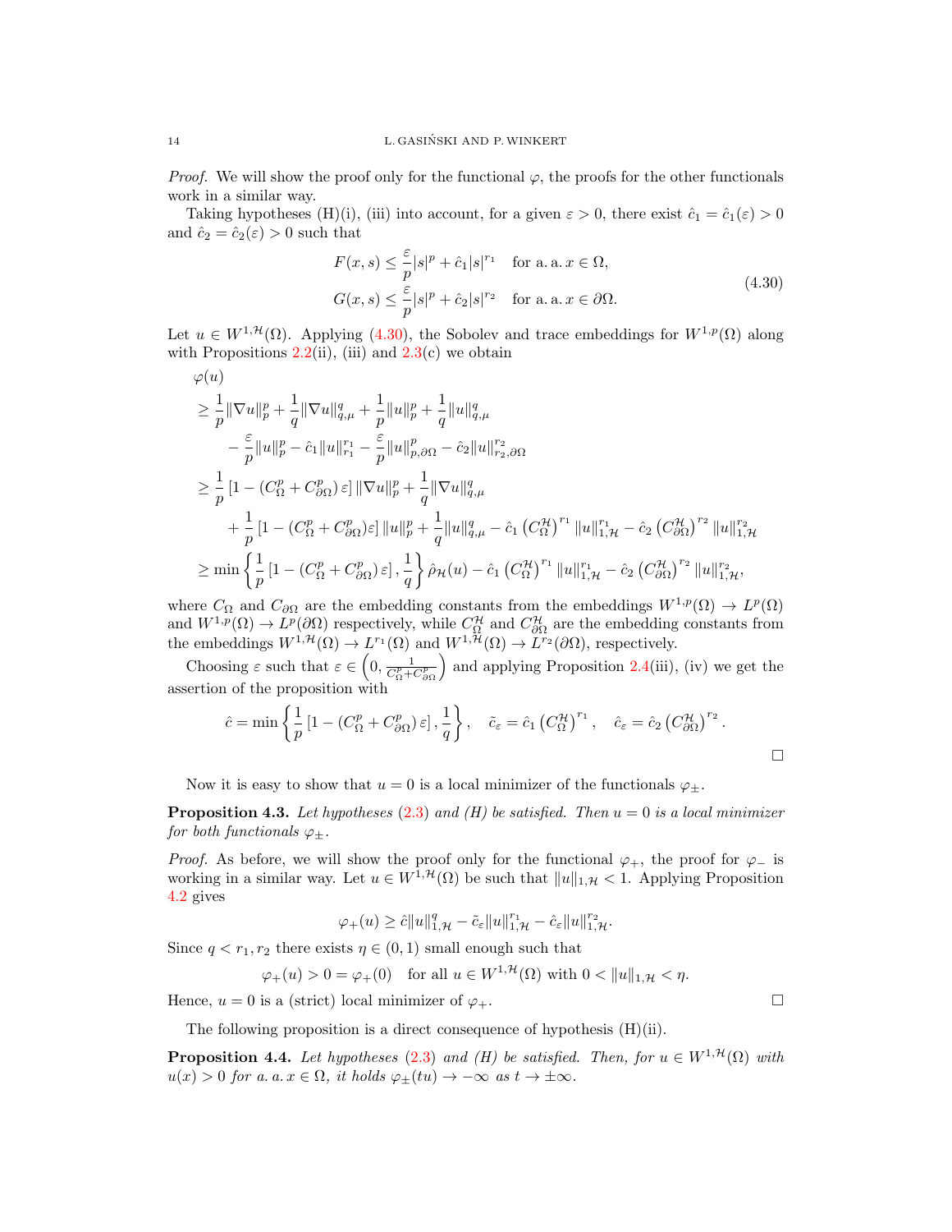*Proof.* We will show the proof only for the functional $\varphi$, the proofs for the other functionals work in a similar way.

Taking hypotheses (H)(i), (iii) into account, for a given $\varepsilon > 0$, there exist $\hat{c}_1 = \hat{c}_1(\varepsilon) > 0$ and $\hat{c}_2 = \hat{c}_2(\varepsilon) > 0$ such that

$$
\begin{aligned}
F(x,s) &\leq \frac{\varepsilon}{p}|s|^p + \hat{c}_1|s|^{r_1} \quad \text{for a. a. } x \in \Omega, \\
G(x,s) &\leq \frac{\varepsilon}{p}|s|^p + \hat{c}_2|s|^{r_2} \quad \text{for a. a. } x \in \partial\Omega.
\end{aligned}
\tag{4.30}
$$

Let $u \in W^{1,\mathcal{H}}(\Omega)$. Applying (4.30), the Sobolev and trace embeddings for $W^{1,p}(\Omega)$ along with Propositions 2.2(ii), (iii) and 2.3(c) we obtain

$$
\begin{aligned}
&\varphi(u) \\
&\geq \frac{1}{p}\|\nabla u\|_p^p + \frac{1}{q}\|\nabla u\|_{q,\mu}^q + \frac{1}{p}\|u\|_p^p + \frac{1}{q}\|u\|_{q,\mu}^q \\
&\qquad - \frac{\varepsilon}{p}\|u\|_p^p - \hat{c}_1\|u\|_{r_1}^{r_1} - \frac{\varepsilon}{p}\|u\|_{p,\partial\Omega}^p - \hat{c}_2\|u\|_{r_2,\partial\Omega}^{r_2} \\
&\geq \frac{1}{p}\left[1 - \left(C_\Omega^p + C_{\partial\Omega}^p\right)\varepsilon\right]\|\nabla u\|_p^p + \frac{1}{q}\|\nabla u\|_{q,\mu}^q \\
&\qquad + \frac{1}{p}\left[1 - (C_\Omega^p + C_{\partial\Omega}^p)\varepsilon\right]\|u\|_p^p + \frac{1}{q}\|u\|_{q,\mu}^q - \hat{c}_1\left(C_\Omega^{\mathcal{H}}\right)^{r_1}\|u\|_{1,\mathcal{H}}^{r_1} - \hat{c}_2\left(C_{\partial\Omega}^{\mathcal{H}}\right)^{r_2}\|u\|_{1,\mathcal{H}}^{r_2} \\
&\geq \min\left\{\frac{1}{p}\left[1 - \left(C_\Omega^p + C_{\partial\Omega}^p\right)\varepsilon\right], \frac{1}{q}\right\}\hat{\rho}_{\mathcal{H}}(u) - \hat{c}_1\left(C_\Omega^{\mathcal{H}}\right)^{r_1}\|u\|_{1,\mathcal{H}}^{r_1} - \hat{c}_2\left(C_{\partial\Omega}^{\mathcal{H}}\right)^{r_2}\|u\|_{1,\mathcal{H}}^{r_2},
\end{aligned}
$$

where $C_\Omega$ and $C_{\partial\Omega}$ are the embedding constants from the embeddings $W^{1,p}(\Omega) \to L^p(\Omega)$ and $W^{1,p}(\Omega) \to L^p(\partial\Omega)$ respectively, while $C_\Omega^{\mathcal{H}}$ and $C_{\partial\Omega}^{\mathcal{H}}$ are the embedding constants from the embeddings $W^{1,\mathcal{H}}(\Omega) \to L^{r_1}(\Omega)$ and $W^{1,\mathcal{H}}(\Omega) \to L^{r_2}(\partial\Omega)$, respectively.

Choosing $\varepsilon$ such that $\varepsilon \in \left(0, \frac{1}{C_\Omega^p + C_{\partial\Omega}^p}\right)$ and applying Proposition 2.4(iii), (iv) we get the assertion of the proposition with

$$
\hat{c} = \min\left\{\frac{1}{p}\left[1 - \left(C_\Omega^p + C_{\partial\Omega}^p\right)\varepsilon\right], \frac{1}{q}\right\}, \quad \tilde{c}_\varepsilon = \hat{c}_1\left(C_\Omega^{\mathcal{H}}\right)^{r_1}, \quad \hat{c}_\varepsilon = \hat{c}_2\left(C_{\partial\Omega}^{\mathcal{H}}\right)^{r_2}.
$$

□

Now it is easy to show that $u = 0$ is a local minimizer of the functionals $\varphi_\pm$.

**Proposition 4.3.** *Let hypotheses (2.3) and (H) be satisfied. Then $u = 0$ is a local minimizer for both functionals $\varphi_\pm$.*

*Proof.* As before, we will show the proof only for the functional $\varphi_+$, the proof for $\varphi_-$ is working in a similar way. Let $u \in W^{1,\mathcal{H}}(\Omega)$ be such that $\|u\|_{1,\mathcal{H}} < 1$. Applying Proposition 4.2 gives

$$
\varphi_+(u) \geq \hat{c}\|u\|_{1,\mathcal{H}}^q - \tilde{c}_\varepsilon\|u\|_{1,\mathcal{H}}^{r_1} - \hat{c}_\varepsilon\|u\|_{1,\mathcal{H}}^{r_2}.
$$

Since $q < r_1, r_2$ there exists $\eta \in (0,1)$ small enough such that

$$
\varphi_+(u) > 0 = \varphi_+(0) \quad \text{for all } u \in W^{1,\mathcal{H}}(\Omega) \text{ with } 0 < \|u\|_{1,\mathcal{H}} < \eta.
$$

Hence, $u = 0$ is a (strict) local minimizer of $\varphi_+$. □

The following proposition is a direct consequence of hypothesis (H)(ii).

**Proposition 4.4.** *Let hypotheses (2.3) and (H) be satisfied. Then, for $u \in W^{1,\mathcal{H}}(\Omega)$ with $u(x) > 0$ for a. a. $x \in \Omega$, it holds $\varphi_\pm(tu) \to -\infty$ as $t \to \pm\infty$.*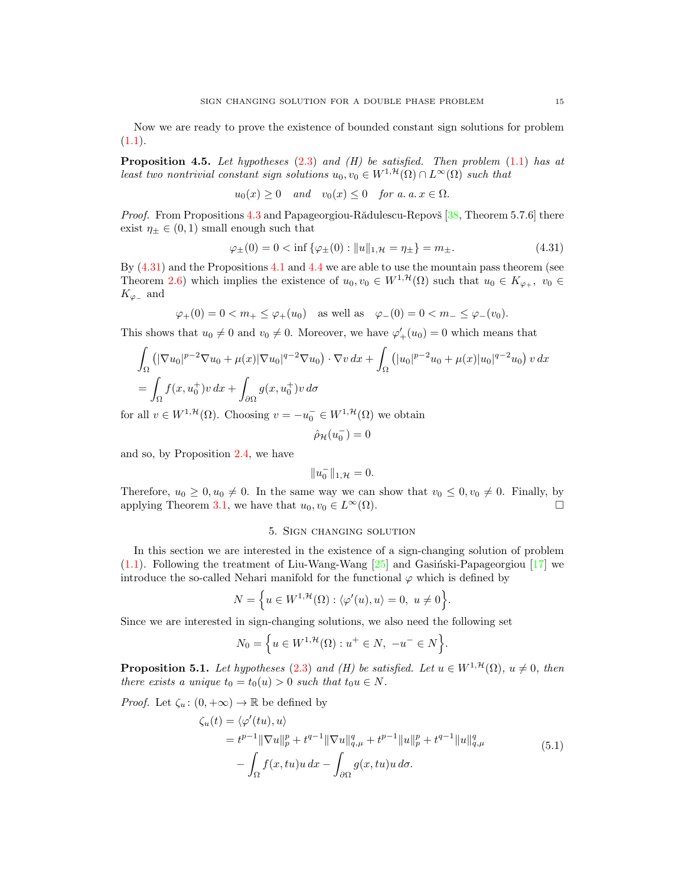Now we are ready to prove the existence of bounded constant sign solutions for problem (1.1).

**Proposition 4.5.** *Let hypotheses* (2.3) *and (H) be satisfied. Then problem* (1.1) *has at least two nontrivial constant sign solutions* $u_0, v_0 \in W^{1,\mathcal{H}}(\Omega) \cap L^\infty(\Omega)$ *such that*

$$u_0(x) \geq 0 \quad \text{and} \quad v_0(x) \leq 0 \quad \text{for a. a. } x \in \Omega.$$

*Proof.* From Propositions 4.3 and Papageorgiou-Rădulescu-Repovš [38, Theorem 5.7.6] there exist $\eta_\pm \in (0,1)$ small enough such that

$$\varphi_\pm(0) = 0 < \inf\left\{\varphi_\pm(0) : \|u\|_{1,\mathcal{H}} = \eta_\pm\right\} = m_\pm. \tag{4.31}$$

By (4.31) and the Propositions 4.1 and 4.4 we are able to use the mountain pass theorem (see Theorem 2.6) which implies the existence of $u_0, v_0 \in W^{1,\mathcal{H}}(\Omega)$ such that $u_0 \in K_{\varphi_+}$, $v_0 \in K_{\varphi_-}$ and

$$\varphi_+(0) = 0 < m_+ \leq \varphi_+(u_0) \quad \text{as well as} \quad \varphi_-(0) = 0 < m_- \leq \varphi_-(v_0).$$

This shows that $u_0 \neq 0$ and $v_0 \neq 0$. Moreover, we have $\varphi_+'(u_0) = 0$ which means that

$$\begin{aligned}
&\int_\Omega \left(|\nabla u_0|^{p-2}\nabla u_0 + \mu(x)|\nabla u_0|^{q-2}\nabla u_0\right)\cdot \nabla v\,dx + \int_\Omega \left(|u_0|^{p-2}u_0 + \mu(x)|u_0|^{q-2}u_0\right) v\,dx\\
&= \int_\Omega f(x,u_0^+)v\,dx + \int_{\partial\Omega} g(x,u_0^+)v\,d\sigma
\end{aligned}$$

for all $v \in W^{1,\mathcal{H}}(\Omega)$. Choosing $v = -u_0^- \in W^{1,\mathcal{H}}(\Omega)$ we obtain

$$\hat{\rho}_{\mathcal{H}}(u_0^-) = 0$$

and so, by Proposition 2.4, we have

$$\|u_0^-\|_{1,\mathcal{H}} = 0.$$

Therefore, $u_0 \geq 0, u_0 \neq 0$. In the same way we can show that $v_0 \leq 0, v_0 \neq 0$. Finally, by applying Theorem 3.1, we have that $u_0, v_0 \in L^\infty(\Omega)$. $\square$

## 5. Sign changing solution

In this section we are interested in the existence of a sign-changing solution of problem (1.1). Following the treatment of Liu-Wang-Wang [25] and Gasiński-Papageorgiou [17] we introduce the so-called Nehari manifold for the functional $\varphi$ which is defined by

$$N = \left\{u \in W^{1,\mathcal{H}}(\Omega) : \langle \varphi'(u), u\rangle = 0,\ u \neq 0\right\}.$$

Since we are interested in sign-changing solutions, we also need the following set

$$N_0 = \left\{u \in W^{1,\mathcal{H}}(\Omega) : u^+ \in N,\ -u^- \in N\right\}.$$

**Proposition 5.1.** *Let hypotheses* (2.3) *and (H) be satisfied. Let* $u \in W^{1,\mathcal{H}}(\Omega)$*,* $u \neq 0$*, then there exists a unique* $t_0 = t_0(u) > 0$ *such that* $t_0 u \in N$*.*

*Proof.* Let $\zeta_u \colon (0,+\infty) \to \mathbb{R}$ be defined by

$$\begin{aligned}
\zeta_u(t) &= \langle \varphi'(tu), u\rangle\\
&= t^{p-1}\|\nabla u\|_p^p + t^{q-1}\|\nabla u\|_{q,\mu}^q + t^{p-1}\|u\|_p^p + t^{q-1}\|u\|_{q,\mu}^q\\
&\quad - \int_\Omega f(x,tu)u\,dx - \int_{\partial\Omega} g(x,tu)u\,d\sigma.
\end{aligned} \tag{5.1}$$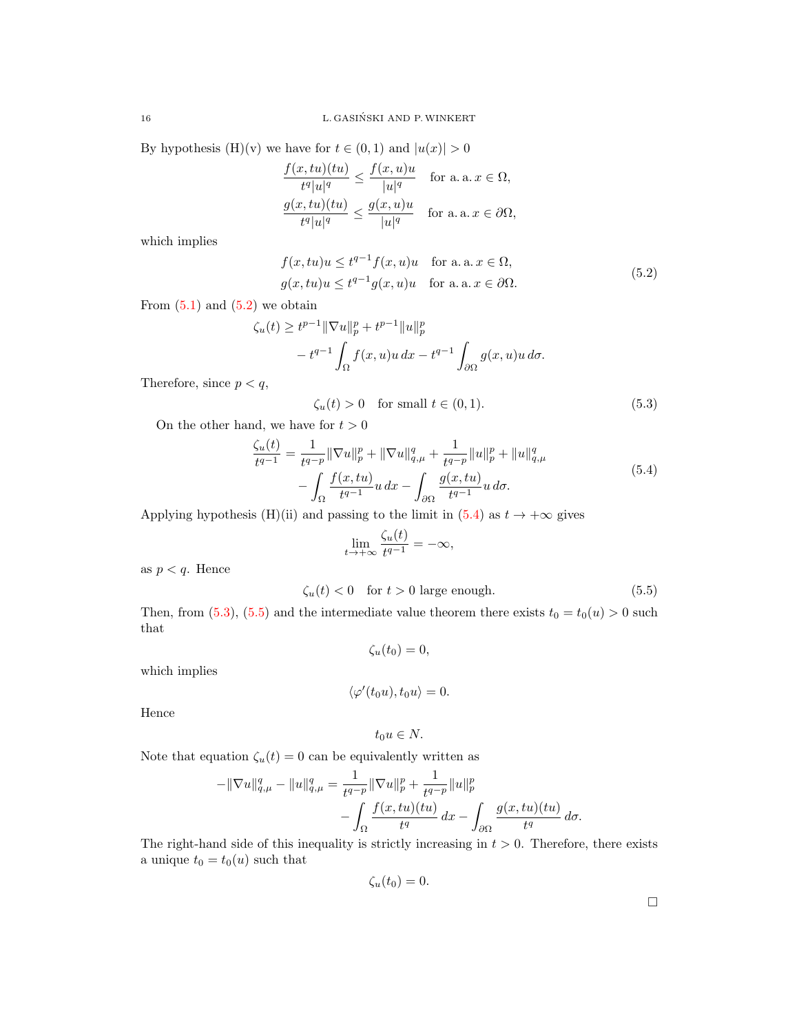By hypothesis (H)(v) we have for $t \in (0,1)$ and $|u(x)| > 0$

$$\frac{f(x,tu)(tu)}{t^q|u|^q} \le \frac{f(x,u)u}{|u|^q} \quad \text{for a. a. } x \in \Omega,$$
$$\frac{g(x,tu)(tu)}{t^q|u|^q} \le \frac{g(x,u)u}{|u|^q} \quad \text{for a. a. } x \in \partial\Omega,$$

which implies

$$\begin{aligned} f(x,tu)u &\le t^{q-1} f(x,u)u \quad \text{for a. a. } x \in \Omega,\\ g(x,tu)u &\le t^{q-1} g(x,u)u \quad \text{for a. a. } x \in \partial\Omega. \end{aligned} \tag{5.2}$$

From (5.1) and (5.2) we obtain

$$\begin{aligned} \zeta_u(t) \ge\ & t^{p-1}\|\nabla u\|_p^p + t^{p-1}\|u\|_p^p \\ & - t^{q-1}\int_\Omega f(x,u)u\,dx - t^{q-1}\int_{\partial\Omega} g(x,u)u\,d\sigma. \end{aligned}$$

Therefore, since $p < q$,

$$\zeta_u(t) > 0 \quad \text{for small } t \in (0,1). \tag{5.3}$$

On the other hand, we have for $t > 0$

$$\begin{aligned} \frac{\zeta_u(t)}{t^{q-1}} =\ & \frac{1}{t^{q-p}}\|\nabla u\|_p^p + \|\nabla u\|_{q,\mu}^q + \frac{1}{t^{q-p}}\|u\|_p^p + \|u\|_{q,\mu}^q \\ & - \int_\Omega \frac{f(x,tu)}{t^{q-1}}u\,dx - \int_{\partial\Omega} \frac{g(x,tu)}{t^{q-1}}u\,d\sigma. \end{aligned} \tag{5.4}$$

Applying hypothesis (H)(ii) and passing to the limit in (5.4) as $t \to +\infty$ gives

$$\lim_{t\to+\infty} \frac{\zeta_u(t)}{t^{q-1}} = -\infty,$$

as $p < q$. Hence

$$\zeta_u(t) < 0 \quad \text{for } t > 0 \text{ large enough.} \tag{5.5}$$

Then, from (5.3), (5.5) and the intermediate value theorem there exists $t_0 = t_0(u) > 0$ such that

$$\zeta_u(t_0) = 0,$$

which implies

$$\langle \varphi'(t_0 u), t_0 u\rangle = 0.$$

Hence

$$t_0 u \in N.$$

Note that equation $\zeta_u(t) = 0$ can be equivalently written as

$$\begin{aligned} -\|\nabla u\|_{q,\mu}^q - \|u\|_{q,\mu}^q =\ & \frac{1}{t^{q-p}}\|\nabla u\|_p^p + \frac{1}{t^{q-p}}\|u\|_p^p \\ & - \int_\Omega \frac{f(x,tu)(tu)}{t^q}\,dx - \int_{\partial\Omega} \frac{g(x,tu)(tu)}{t^q}\,d\sigma. \end{aligned}$$

The right-hand side of this inequality is strictly increasing in $t > 0$. Therefore, there exists a unique $t_0 = t_0(u)$ such that

$$\zeta_u(t_0) = 0.$$

□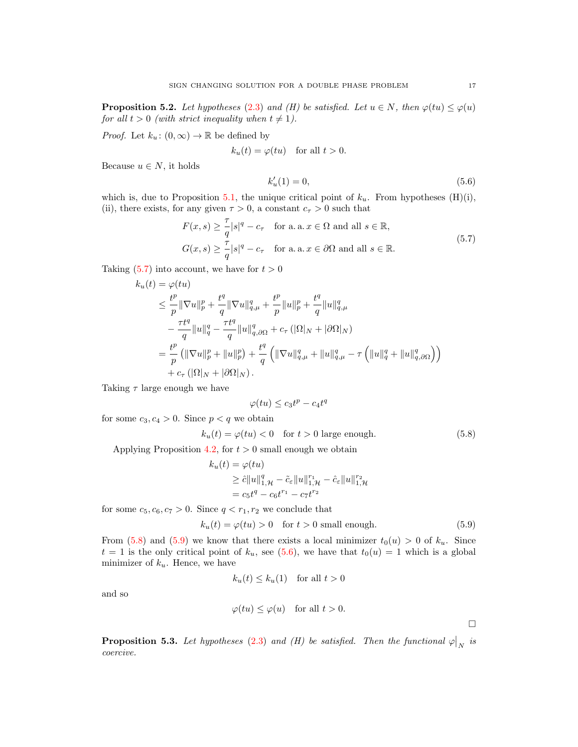**Proposition 5.2.** *Let hypotheses* (2.3) *and (H) be satisfied. Let $u \in N$, then $\varphi(tu) \leq \varphi(u)$ for all $t > 0$ (with strict inequality when $t \neq 1$).*

*Proof.* Let $k_u \colon (0,\infty) \to \mathbb{R}$ be defined by

$$k_u(t) = \varphi(tu) \quad \text{for all } t > 0.$$

Because $u \in N$, it holds

$$k_u'(1) = 0, \tag{5.6}$$

which is, due to Proposition 5.1, the unique critical point of $k_u$. From hypotheses (H)(i), (ii), there exists, for any given $\tau > 0$, a constant $c_\tau > 0$ such that

$$\begin{aligned}
F(x,s) &\geq \frac{\tau}{q}|s|^q - c_\tau \quad \text{for a. a. } x \in \Omega \text{ and all } s \in \mathbb{R},\\
G(x,s) &\geq \frac{\tau}{q}|s|^q - c_\tau \quad \text{for a. a. } x \in \partial\Omega \text{ and all } s \in \mathbb{R}.
\end{aligned} \tag{5.7}$$

Taking (5.7) into account, we have for $t > 0$

$$\begin{aligned}
k_u(t) &= \varphi(tu)\\
&\leq \frac{t^p}{p}\|\nabla u\|_p^p + \frac{t^q}{q}\|\nabla u\|_{q,\mu}^q + \frac{t^p}{p}\|u\|_p^p + \frac{t^q}{q}\|u\|_{q,\mu}^q\\
&\quad - \frac{\tau t^q}{q}\|u\|_q^q - \frac{\tau t^q}{q}\|u\|_{q,\partial\Omega}^q + c_\tau\left(|\Omega|_N + |\partial\Omega|_N\right)\\
&= \frac{t^p}{p}\left(\|\nabla u\|_p^p + \|u\|_p^p\right) + \frac{t^q}{q}\left(\|\nabla u\|_{q,\mu}^q + \|u\|_{q,\mu}^q - \tau\left(\|u\|_q^q + \|u\|_{q,\partial\Omega}^q\right)\right)\\
&\quad + c_\tau\left(|\Omega|_N + |\partial\Omega|_N\right).
\end{aligned}$$

Taking $\tau$ large enough we have

$$\varphi(tu) \leq c_3 t^p - c_4 t^q$$

for some $c_3, c_4 > 0$. Since $p < q$ we obtain

$$k_u(t) = \varphi(tu) < 0 \quad \text{for } t > 0 \text{ large enough.} \tag{5.8}$$

Applying Proposition 4.2, for $t > 0$ small enough we obtain

$$\begin{aligned}
k_u(t) &= \varphi(tu)\\
&\geq \hat{c}\|u\|_{1,\mathcal{H}}^q - \tilde{c}_\varepsilon\|u\|_{1,\mathcal{H}}^{r_1} - \hat{c}_\varepsilon\|u\|_{1,\mathcal{H}}^{r_2}\\
&= c_5 t^q - c_6 t^{r_1} - c_7 t^{r_2}
\end{aligned}$$

for some $c_5, c_6, c_7 > 0$. Since $q < r_1, r_2$ we conclude that

$$k_u(t) = \varphi(tu) > 0 \quad \text{for } t > 0 \text{ small enough.} \tag{5.9}$$

From (5.8) and (5.9) we know that there exists a local minimizer $t_0(u) > 0$ of $k_u$. Since $t = 1$ is the only critical point of $k_u$, see (5.6), we have that $t_0(u) = 1$ which is a global minimizer of $k_u$. Hence, we have

$$k_u(t) \leq k_u(1) \quad \text{for all } t > 0$$

and so

$$\varphi(tu) \leq \varphi(u) \quad \text{for all } t > 0.$$

$\square$

**Proposition 5.3.** *Let hypotheses* (2.3) *and (H) be satisfied. Then the functional $\varphi\big|_N$ is coercive.*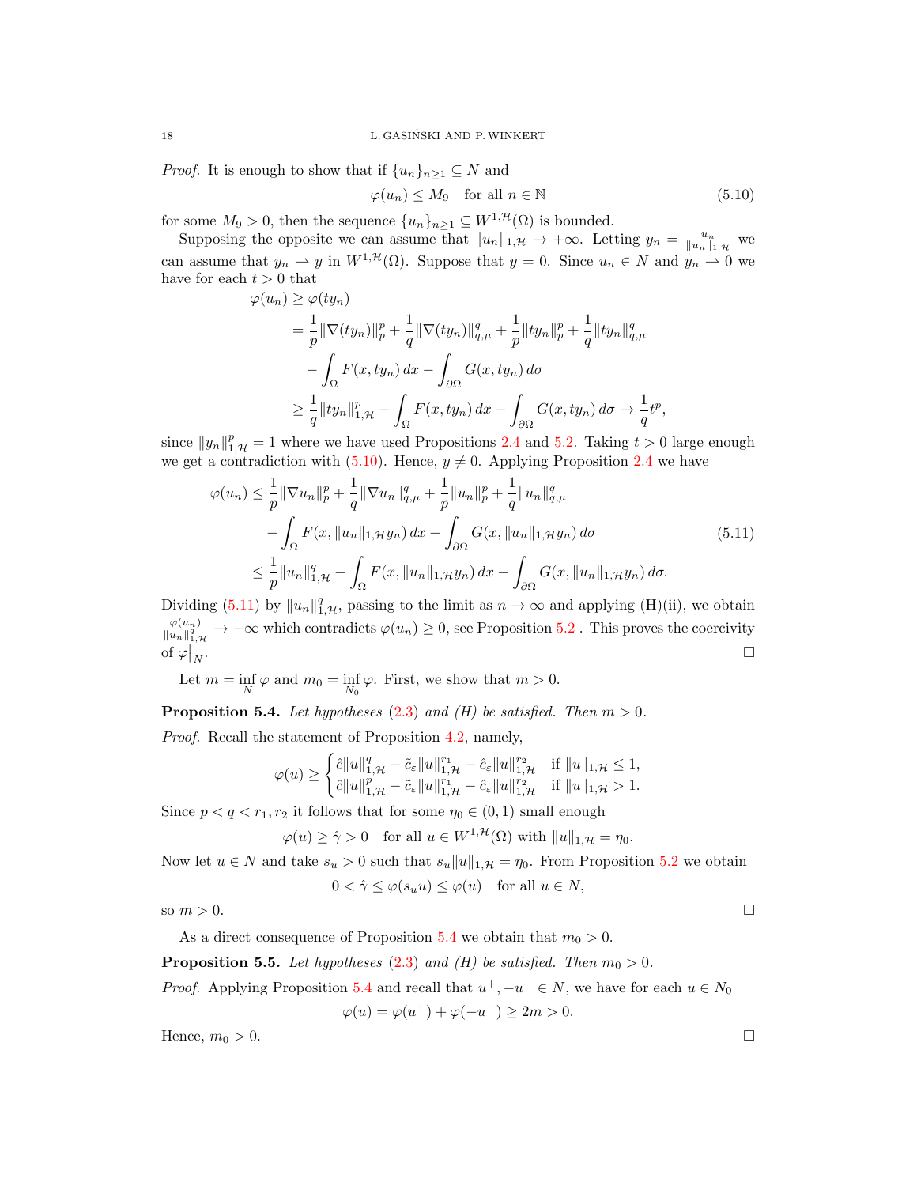*Proof.* It is enough to show that if $\{u_n\}_{n\geq 1} \subseteq N$ and

$$\varphi(u_n) \leq M_9 \quad \text{for all } n \in \mathbb{N} \tag{5.10}$$

for some $M_9 > 0$, then the sequence $\{u_n\}_{n\geq 1} \subseteq W^{1,\mathcal{H}}(\Omega)$ is bounded.

Supposing the opposite we can assume that $\|u_n\|_{1,\mathcal{H}} \to +\infty$. Letting $y_n = \frac{u_n}{\|u_n\|_{1,\mathcal{H}}}$ we can assume that $y_n \rightharpoonup y$ in $W^{1,\mathcal{H}}(\Omega)$. Suppose that $y = 0$. Since $u_n \in N$ and $y_n \rightharpoonup 0$ we have for each $t > 0$ that

$$\begin{aligned}
\varphi(u_n) &\geq \varphi(ty_n)\\
&= \frac{1}{p}\|\nabla(ty_n)\|_p^p + \frac{1}{q}\|\nabla(ty_n)\|_{q,\mu}^q + \frac{1}{p}\|ty_n\|_p^p + \frac{1}{q}\|ty_n\|_{q,\mu}^q\\
&\quad - \int_\Omega F(x,ty_n)\,dx - \int_{\partial\Omega} G(x,ty_n)\,d\sigma\\
&\geq \frac{1}{q}\|ty_n\|_{1,\mathcal{H}}^p - \int_\Omega F(x,ty_n)\,dx - \int_{\partial\Omega} G(x,ty_n)\,d\sigma \to \frac{1}{q}t^p,
\end{aligned}$$

since $\|y_n\|_{1,\mathcal{H}}^p = 1$ where we have used Propositions 2.4 and 5.2. Taking $t > 0$ large enough we get a contradiction with (5.10). Hence, $y \neq 0$. Applying Proposition 2.4 we have

$$\begin{aligned}
\varphi(u_n) &\leq \frac{1}{p}\|\nabla u_n\|_p^p + \frac{1}{q}\|\nabla u_n\|_{q,\mu}^q + \frac{1}{p}\|u_n\|_p^p + \frac{1}{q}\|u_n\|_{q,\mu}^q\\
&\quad - \int_\Omega F(x,\|u_n\|_{1,\mathcal{H}}y_n)\,dx - \int_{\partial\Omega} G(x,\|u_n\|_{1,\mathcal{H}}y_n)\,d\sigma\\
&\leq \frac{1}{p}\|u_n\|_{1,\mathcal{H}}^q - \int_\Omega F(x,\|u_n\|_{1,\mathcal{H}}y_n)\,dx - \int_{\partial\Omega} G(x,\|u_n\|_{1,\mathcal{H}}y_n)\,d\sigma.
\end{aligned} \tag{5.11}$$

Dividing (5.11) by $\|u_n\|_{1,\mathcal{H}}^q$, passing to the limit as $n \to \infty$ and applying (H)(ii), we obtain $\frac{\varphi(u_n)}{\|u_n\|_{1,\mathcal{H}}^q} \to -\infty$ which contradicts $\varphi(u_n) \geq 0$, see Proposition 5.2 . This proves the coercivity of $\varphi\big|_N$. $\square$

Let $m = \inf\limits_N \varphi$ and $m_0 = \inf\limits_{N_0} \varphi$. First, we show that $m > 0$.

**Proposition 5.4.** *Let hypotheses (2.3) and (H) be satisfied. Then $m > 0$.*

*Proof.* Recall the statement of Proposition 4.2, namely,

$$\varphi(u) \geq \begin{cases} \hat{c}\|u\|_{1,\mathcal{H}}^q - \tilde{c}_\varepsilon\|u\|_{1,\mathcal{H}}^{r_1} - \hat{c}_\varepsilon\|u\|_{1,\mathcal{H}}^{r_2} & \text{if } \|u\|_{1,\mathcal{H}} \leq 1,\\ \hat{c}\|u\|_{1,\mathcal{H}}^p - \tilde{c}_\varepsilon\|u\|_{1,\mathcal{H}}^{r_1} - \hat{c}_\varepsilon\|u\|_{1,\mathcal{H}}^{r_2} & \text{if } \|u\|_{1,\mathcal{H}} > 1.\end{cases}$$

Since $p < q < r_1, r_2$ it follows that for some $\eta_0 \in (0,1)$ small enough

$$\varphi(u) \geq \hat{\gamma} > 0 \quad \text{for all } u \in W^{1,\mathcal{H}}(\Omega) \text{ with } \|u\|_{1,\mathcal{H}} = \eta_0.$$

Now let $u \in N$ and take $s_u > 0$ such that $s_u\|u\|_{1,\mathcal{H}} = \eta_0$. From Proposition 5.2 we obtain

$$0 < \hat{\gamma} \leq \varphi(s_u u) \leq \varphi(u) \quad \text{for all } u \in N,$$

so $m > 0$. $\square$

As a direct consequence of Proposition 5.4 we obtain that $m_0 > 0$.

**Proposition 5.5.** *Let hypotheses (2.3) and (H) be satisfied. Then $m_0 > 0$.*

*Proof.* Applying Proposition 5.4 and recall that $u^+, -u^- \in N$, we have for each $u \in N_0$

$$\varphi(u) = \varphi(u^+) + \varphi(-u^-) \geq 2m > 0.$$

Hence, $m_0 > 0$. $\square$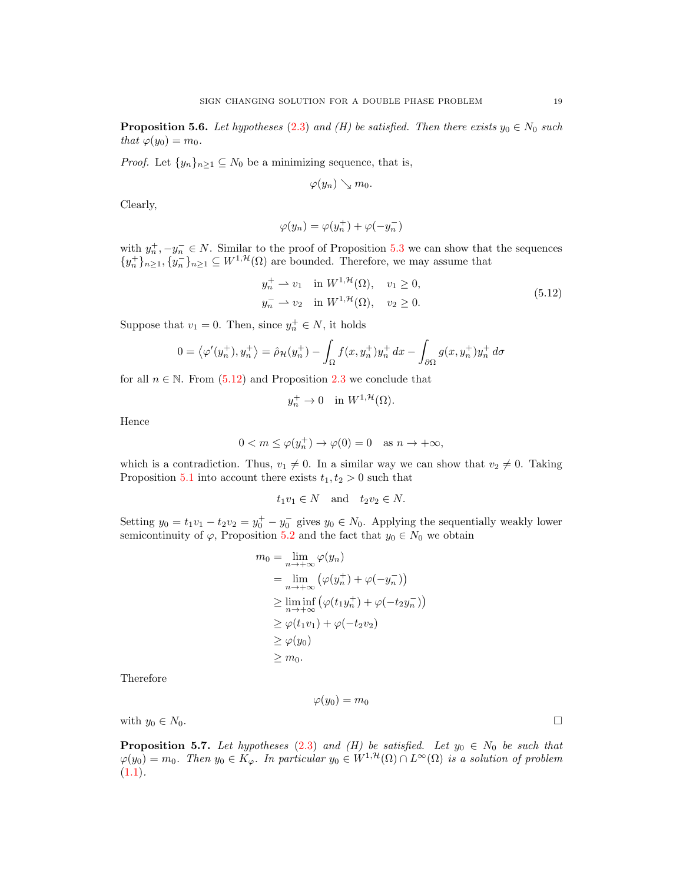**Proposition 5.6.** *Let hypotheses (2.3) and (H) be satisfied. Then there exists $y_0 \in N_0$ such that $\varphi(y_0) = m_0$.*

*Proof.* Let $\{y_n\}_{n\geq 1} \subseteq N_0$ be a minimizing sequence, that is,

$$\varphi(y_n) \searrow m_0.$$

Clearly,

$$\varphi(y_n) = \varphi(y_n^+) + \varphi(-y_n^-)$$

with $y_n^+, -y_n^- \in N$. Similar to the proof of Proposition 5.3 we can show that the sequences $\{y_n^+\}_{n\geq 1}, \{y_n^-\}_{n\geq 1} \subseteq W^{1,\mathcal{H}}(\Omega)$ are bounded. Therefore, we may assume that

$$\begin{aligned}
y_n^+ &\rightharpoonup v_1 \quad \text{in } W^{1,\mathcal{H}}(\Omega), \quad v_1 \geq 0,\\
y_n^- &\rightharpoonup v_2 \quad \text{in } W^{1,\mathcal{H}}(\Omega), \quad v_2 \geq 0.
\end{aligned} \tag{5.12}$$

Suppose that $v_1 = 0$. Then, since $y_n^+ \in N$, it holds

$$0 = \left\langle \varphi'(y_n^+), y_n^+ \right\rangle = \hat{\rho}_{\mathcal{H}}(y_n^+) - \int_\Omega f(x, y_n^+) y_n^+ \, dx - \int_{\partial\Omega} g(x, y_n^+) y_n^+ \, d\sigma$$

for all $n \in \mathbb{N}$. From (5.12) and Proposition 2.3 we conclude that

$$y_n^+ \to 0 \quad \text{in } W^{1,\mathcal{H}}(\Omega).$$

Hence

$$0 < m \leq \varphi(y_n^+) \to \varphi(0) = 0 \quad \text{as } n \to +\infty,$$

which is a contradiction. Thus, $v_1 \neq 0$. In a similar way we can show that $v_2 \neq 0$. Taking Proposition 5.1 into account there exists $t_1, t_2 > 0$ such that

$$t_1 v_1 \in N \quad \text{and} \quad t_2 v_2 \in N.$$

Setting $y_0 = t_1 v_1 - t_2 v_2 = y_0^+ - y_0^-$ gives $y_0 \in N_0$. Applying the sequentially weakly lower semicontinuity of $\varphi$, Proposition 5.2 and the fact that $y_0 \in N_0$ we obtain

$$\begin{aligned}
m_0 &= \lim_{n\to+\infty} \varphi(y_n)\\
&= \lim_{n\to+\infty} \left(\varphi(y_n^+) + \varphi(-y_n^-)\right)\\
&\geq \liminf_{n\to+\infty} \left(\varphi(t_1 y_n^+) + \varphi(-t_2 y_n^-)\right)\\
&\geq \varphi(t_1 v_1) + \varphi(-t_2 v_2)\\
&\geq \varphi(y_0)\\
&\geq m_0.
\end{aligned}$$

Therefore

$$\varphi(y_0) = m_0$$

with $y_0 \in N_0$. □

**Proposition 5.7.** *Let hypotheses (2.3) and (H) be satisfied. Let $y_0 \in N_0$ be such that $\varphi(y_0) = m_0$. Then $y_0 \in K_\varphi$. In particular $y_0 \in W^{1,\mathcal{H}}(\Omega) \cap L^\infty(\Omega)$ is a solution of problem (1.1).*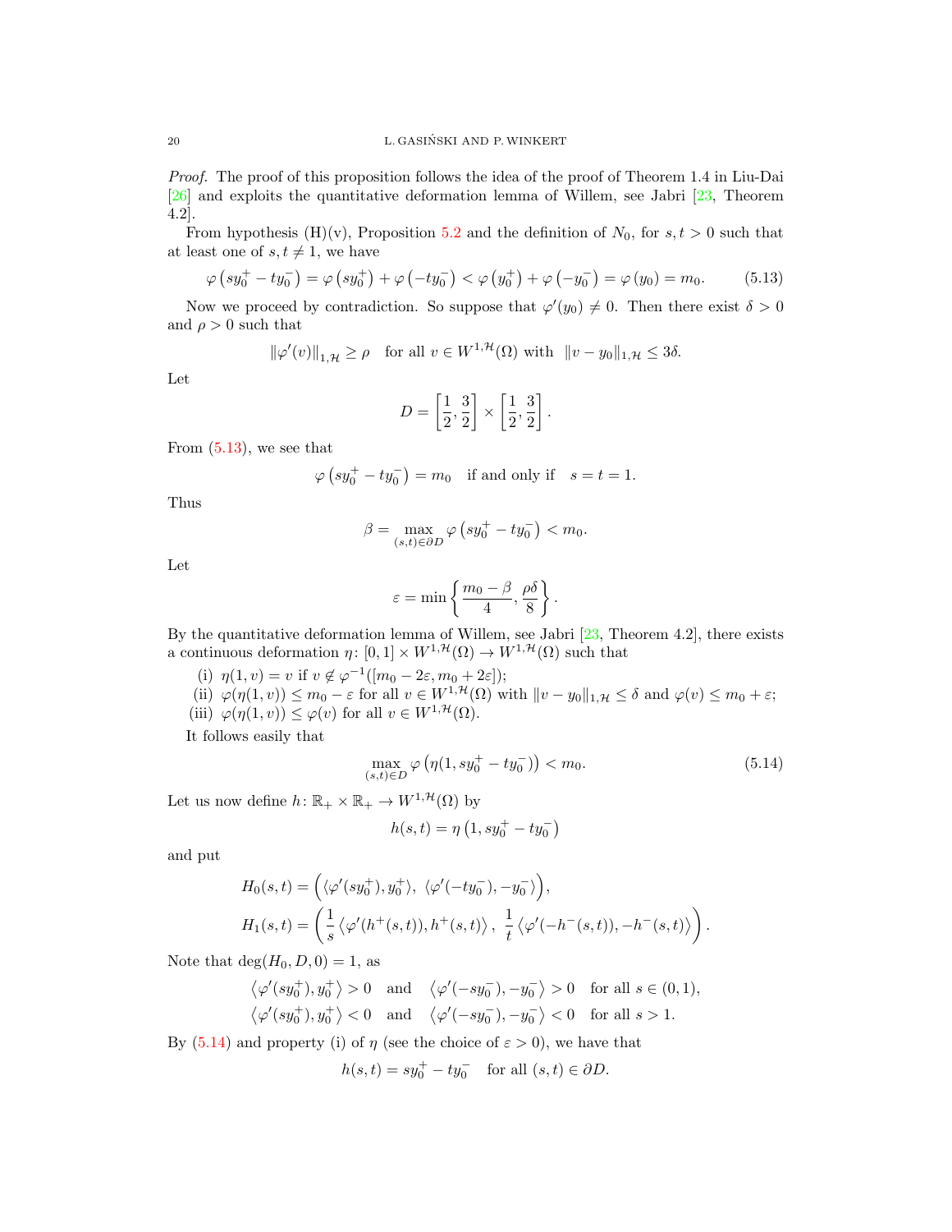*Proof.* The proof of this proposition follows the idea of the proof of Theorem 1.4 in Liu-Dai [26] and exploits the quantitative deformation lemma of Willem, see Jabri [23, Theorem 4.2].

From hypothesis (H)(v), Proposition 5.2 and the definition of $N_0$, for $s,t>0$ such that at least one of $s,t \neq 1$, we have

$$\varphi\left(sy_0^+ - ty_0^-\right) = \varphi\left(sy_0^+\right) + \varphi\left(-ty_0^-\right) < \varphi\left(y_0^+\right) + \varphi\left(-y_0^-\right) = \varphi\left(y_0\right) = m_0. \tag{5.13}$$

Now we proceed by contradiction. So suppose that $\varphi'(y_0) \neq 0$. Then there exist $\delta > 0$ and $\rho > 0$ such that

$$\|\varphi'(v)\|_{1,\mathcal{H}} \geq \rho \quad \text{for all } v \in W^{1,\mathcal{H}}(\Omega) \text{ with } \|v - y_0\|_{1,\mathcal{H}} \leq 3\delta.$$

Let

$$D = \left[\frac{1}{2}, \frac{3}{2}\right] \times \left[\frac{1}{2}, \frac{3}{2}\right].$$

From (5.13), we see that

$$\varphi\left(sy_0^+ - ty_0^-\right) = m_0 \quad \text{if and only if} \quad s = t = 1.$$

Thus

$$\beta = \max_{(s,t)\in\partial D} \varphi\left(sy_0^+ - ty_0^-\right) < m_0.$$

Let

$$\varepsilon = \min\left\{\frac{m_0 - \beta}{4}, \frac{\rho\delta}{8}\right\}.$$

By the quantitative deformation lemma of Willem, see Jabri [23, Theorem 4.2], there exists a continuous deformation $\eta\colon [0,1] \times W^{1,\mathcal{H}}(\Omega) \to W^{1,\mathcal{H}}(\Omega)$ such that

(i) $\eta(1,v) = v$ if $v \notin \varphi^{-1}([m_0 - 2\varepsilon, m_0 + 2\varepsilon])$;
(ii) $\varphi(\eta(1,v)) \leq m_0 - \varepsilon$ for all $v \in W^{1,\mathcal{H}}(\Omega)$ with $\|v - y_0\|_{1,\mathcal{H}} \leq \delta$ and $\varphi(v) \leq m_0 + \varepsilon$;
(iii) $\varphi(\eta(1,v)) \leq \varphi(v)$ for all $v \in W^{1,\mathcal{H}}(\Omega)$.

It follows easily that

$$\max_{(s,t)\in D} \varphi\left(\eta(1, sy_0^+ - ty_0^-)\right) < m_0. \tag{5.14}$$

Let us now define $h\colon \mathbb{R}_+ \times \mathbb{R}_+ \to W^{1,\mathcal{H}}(\Omega)$ by

$$h(s,t) = \eta\left(1, sy_0^+ - ty_0^-\right)$$

and put

$$H_0(s,t) = \Big(\langle\varphi'(sy_0^+), y_0^+\rangle,\ \langle\varphi'(-ty_0^-), -y_0^-\rangle\Big),$$
$$H_1(s,t) = \left(\frac{1}{s}\left\langle\varphi'(h^+(s,t)), h^+(s,t)\right\rangle,\ \frac{1}{t}\left\langle\varphi'(-h^-(s,t)), -h^-(s,t)\right\rangle\right).$$

Note that $\deg(H_0, D, 0) = 1$, as

$$\left\langle\varphi'(sy_0^+), y_0^+\right\rangle > 0 \quad \text{and} \quad \left\langle\varphi'(-sy_0^-), -y_0^-\right\rangle > 0 \quad \text{for all } s \in (0,1),$$
$$\left\langle\varphi'(sy_0^+), y_0^+\right\rangle < 0 \quad \text{and} \quad \left\langle\varphi'(-sy_0^-), -y_0^-\right\rangle < 0 \quad \text{for all } s > 1.$$

By (5.14) and property (i) of $\eta$ (see the choice of $\varepsilon > 0$), we have that

$$h(s,t) = sy_0^+ - ty_0^- \quad \text{for all } (s,t) \in \partial D.$$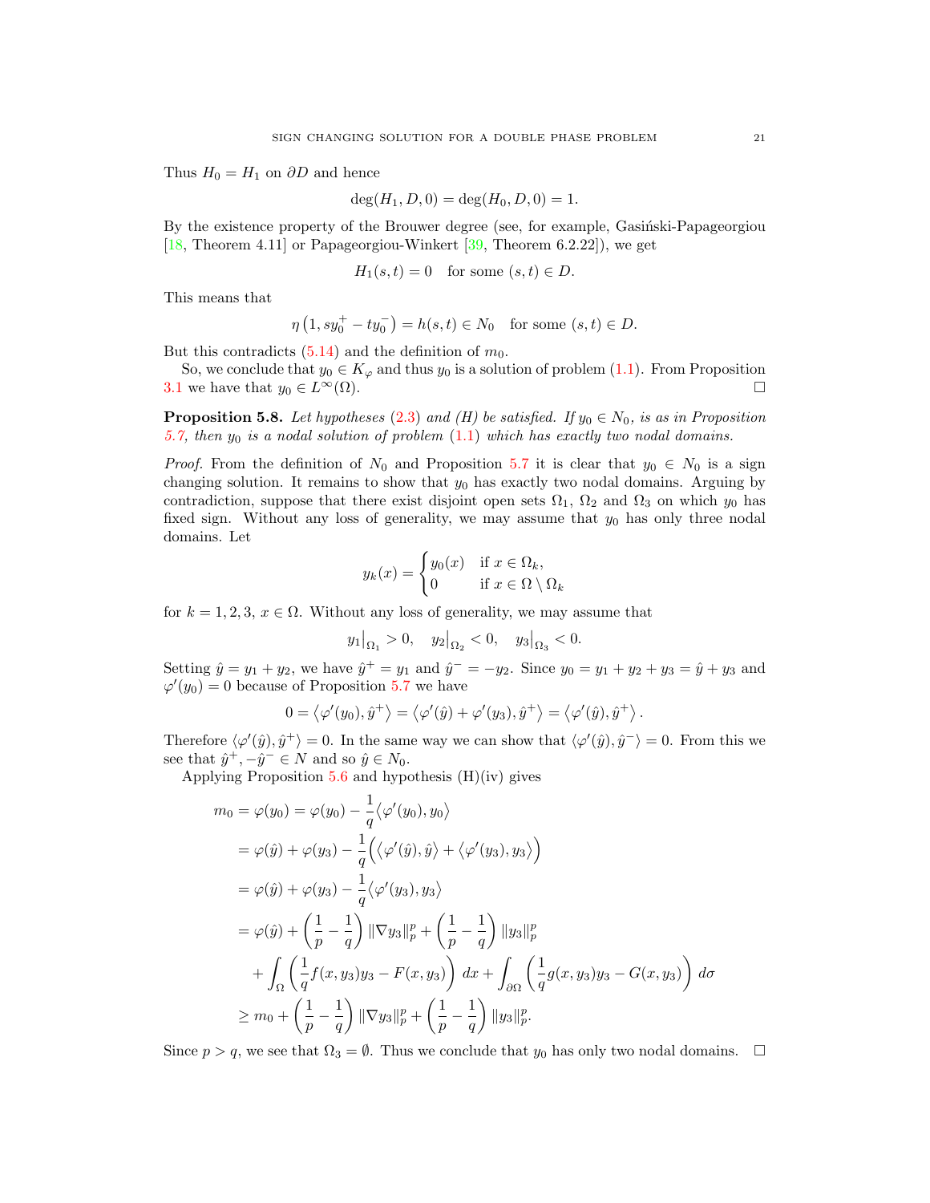Thus $H_0 = H_1$ on $\partial D$ and hence

$$\deg(H_1, D, 0) = \deg(H_0, D, 0) = 1.$$

By the existence property of the Brouwer degree (see, for example, Gasiński-Papageorgiou [18, Theorem 4.11] or Papageorgiou-Winkert [39, Theorem 6.2.22]), we get

$$H_1(s,t) = 0 \quad \text{for some } (s,t) \in D.$$

This means that

$$\eta\left(1, sy_0^+ - ty_0^-\right) = h(s,t) \in N_0 \quad \text{for some } (s,t) \in D.$$

But this contradicts (5.14) and the definition of $m_0$.

So, we conclude that $y_0 \in K_\varphi$ and thus $y_0$ is a solution of problem (1.1). From Proposition 3.1 we have that $y_0 \in L^\infty(\Omega)$. $\square$

**Proposition 5.8.** *Let hypotheses* (2.3) *and (H) be satisfied. If $y_0 \in N_0$, is as in Proposition 5.7, then $y_0$ is a nodal solution of problem* (1.1) *which has exactly two nodal domains.*

*Proof.* From the definition of $N_0$ and Proposition 5.7 it is clear that $y_0 \in N_0$ is a sign changing solution. It remains to show that $y_0$ has exactly two nodal domains. Arguing by contradiction, suppose that there exist disjoint open sets $\Omega_1$, $\Omega_2$ and $\Omega_3$ on which $y_0$ has fixed sign. Without any loss of generality, we may assume that $y_0$ has only three nodal domains. Let

$$y_k(x) = \begin{cases} y_0(x) & \text{if } x \in \Omega_k, \\ 0 & \text{if } x \in \Omega \setminus \Omega_k \end{cases}$$

for $k = 1, 2, 3$, $x \in \Omega$. Without any loss of generality, we may assume that

$$y_1\big|_{\Omega_1} > 0, \quad y_2\big|_{\Omega_2} < 0, \quad y_3\big|_{\Omega_3} < 0.$$

Setting $\hat{y} = y_1 + y_2$, we have $\hat{y}^+ = y_1$ and $\hat{y}^- = -y_2$. Since $y_0 = y_1 + y_2 + y_3 = \hat{y} + y_3$ and $\varphi'(y_0) = 0$ because of Proposition 5.7 we have

$$0 = \left\langle \varphi'(y_0), \hat{y}^+ \right\rangle = \left\langle \varphi'(\hat{y}) + \varphi'(y_3), \hat{y}^+ \right\rangle = \left\langle \varphi'(\hat{y}), \hat{y}^+ \right\rangle.$$

Therefore $\langle \varphi'(\hat{y}), \hat{y}^+ \rangle = 0$. In the same way we can show that $\langle \varphi'(\hat{y}), \hat{y}^- \rangle = 0$. From this we see that $\hat{y}^+, -\hat{y}^- \in N$ and so $\hat{y} \in N_0$.

Applying Proposition 5.6 and hypothesis (H)(iv) gives

$$\begin{aligned}
m_0 = \varphi(y_0) &= \varphi(y_0) - \frac{1}{q}\left\langle \varphi'(y_0), y_0 \right\rangle \\
&= \varphi(\hat{y}) + \varphi(y_3) - \frac{1}{q}\Big(\left\langle \varphi'(\hat{y}), \hat{y} \right\rangle + \left\langle \varphi'(y_3), y_3 \right\rangle\Big) \\
&= \varphi(\hat{y}) + \varphi(y_3) - \frac{1}{q}\left\langle \varphi'(y_3), y_3 \right\rangle \\
&= \varphi(\hat{y}) + \left(\frac{1}{p} - \frac{1}{q}\right) \|\nabla y_3\|_p^p + \left(\frac{1}{p} - \frac{1}{q}\right) \|y_3\|_p^p \\
&\quad + \int_\Omega \left(\frac{1}{q} f(x, y_3) y_3 - F(x, y_3)\right) dx + \int_{\partial\Omega} \left(\frac{1}{q} g(x, y_3) y_3 - G(x, y_3)\right) d\sigma \\
&\geq m_0 + \left(\frac{1}{p} - \frac{1}{q}\right) \|\nabla y_3\|_p^p + \left(\frac{1}{p} - \frac{1}{q}\right) \|y_3\|_p^p.
\end{aligned}$$

Since $p > q$, we see that $\Omega_3 = \emptyset$. Thus we conclude that $y_0$ has only two nodal domains. $\square$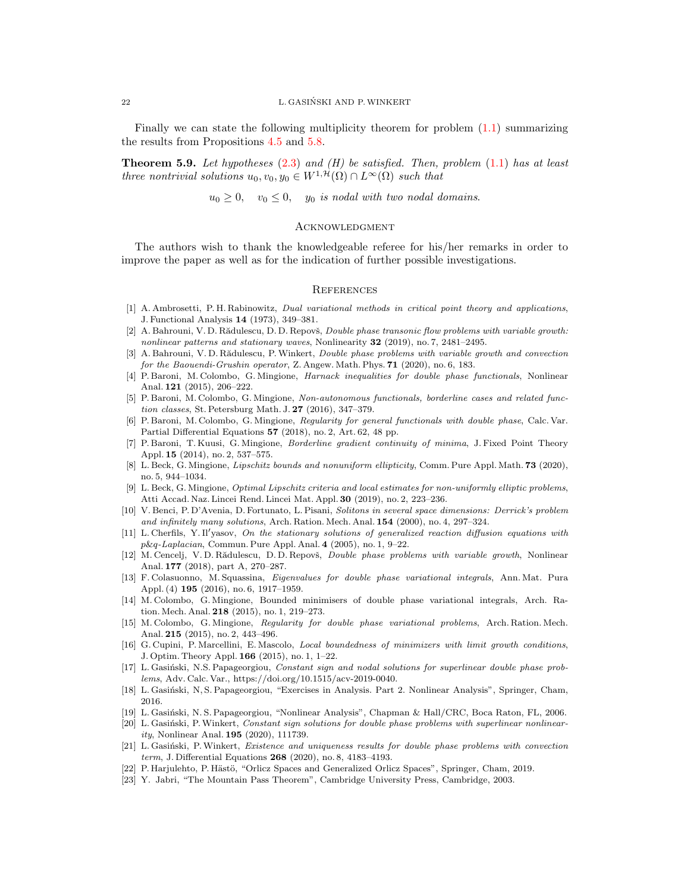Finally we can state the following multiplicity theorem for problem (1.1) summarizing the results from Propositions 4.5 and 5.8.

**Theorem 5.9.** *Let hypotheses (2.3) and (H) be satisfied. Then, problem (1.1) has at least three nontrivial solutions $u_0, v_0, y_0 \in W^{1,\mathcal{H}}(\Omega) \cap L^\infty(\Omega)$ such that*

$$u_0 \geq 0, \quad v_0 \leq 0, \quad y_0 \text{ is nodal with two nodal domains.}$$

## Acknowledgment

The authors wish to thank the knowledgeable referee for his/her remarks in order to improve the paper as well as for the indication of further possible investigations.

## References

[1] A. Ambrosetti, P. H. Rabinowitz, *Dual variational methods in critical point theory and applications*, J. Functional Analysis **14** (1973), 349–381.

[2] A. Bahrouni, V. D. Rădulescu, D. D. Repovš, *Double phase transonic flow problems with variable growth: nonlinear patterns and stationary waves*, Nonlinearity **32** (2019), no. 7, 2481–2495.

[3] A. Bahrouni, V. D. Rădulescu, P. Winkert, *Double phase problems with variable growth and convection for the Baouendi-Grushin operator*, Z. Angew. Math. Phys. **71** (2020), no. 6, 183.

[4] P. Baroni, M. Colombo, G. Mingione, *Harnack inequalities for double phase functionals*, Nonlinear Anal. **121** (2015), 206–222.

[5] P. Baroni, M. Colombo, G. Mingione, *Non-autonomous functionals, borderline cases and related function classes*, St. Petersburg Math. J. **27** (2016), 347–379.

[6] P. Baroni, M. Colombo, G. Mingione, *Regularity for general functionals with double phase*, Calc. Var. Partial Differential Equations **57** (2018), no. 2, Art. 62, 48 pp.

[7] P. Baroni, T. Kuusi, G. Mingione, *Borderline gradient continuity of minima*, J. Fixed Point Theory Appl. **15** (2014), no. 2, 537–575.

[8] L. Beck, G. Mingione, *Lipschitz bounds and nonuniform ellipticity*, Comm. Pure Appl. Math. **73** (2020), no. 5, 944–1034.

[9] L. Beck, G. Mingione, *Optimal Lipschitz criteria and local estimates for non-uniformly elliptic problems*, Atti Accad. Naz. Lincei Rend. Lincei Mat. Appl. **30** (2019), no. 2, 223–236.

[10] V. Benci, P. D'Avenia, D. Fortunato, L. Pisani, *Solitons in several space dimensions: Derrick's problem and infinitely many solutions*, Arch. Ration. Mech. Anal. **154** (2000), no. 4, 297–324.

[11] L. Cherfils, Y. Il′yasov, *On the stationary solutions of generalized reaction diffusion equations with p&q-Laplacian*, Commun. Pure Appl. Anal. **4** (2005), no. 1, 9–22.

[12] M. Cencelj, V. D. Rădulescu, D. D. Repovš, *Double phase problems with variable growth*, Nonlinear Anal. **177** (2018), part A, 270–287.

[13] F. Colasuonno, M. Squassina, *Eigenvalues for double phase variational integrals*, Ann. Mat. Pura Appl. (4) **195** (2016), no. 6, 1917–1959.

[14] M. Colombo, G. Mingione, Bounded minimisers of double phase variational integrals, Arch. Ration. Mech. Anal. **218** (2015), no. 1, 219–273.

[15] M. Colombo, G. Mingione, *Regularity for double phase variational problems*, Arch. Ration. Mech. Anal. **215** (2015), no. 2, 443–496.

[16] G. Cupini, P. Marcellini, E. Mascolo, *Local boundedness of minimizers with limit growth conditions*, J. Optim. Theory Appl. **166** (2015), no. 1, 1–22.

[17] L. Gasiński, N.S. Papageorgiou, *Constant sign and nodal solutions for superlinear double phase problems*, Adv. Calc. Var., https://doi.org/10.1515/acv-2019-0040.

[18] L. Gasiński, N, S. Papageorgiou, "Exercises in Analysis. Part 2. Nonlinear Analysis", Springer, Cham, 2016.

[19] L. Gasiński, N. S. Papageorgiou, "Nonlinear Analysis", Chapman & Hall/CRC, Boca Raton, FL, 2006.

[20] L. Gasiński, P. Winkert, *Constant sign solutions for double phase problems with superlinear nonlinearity*, Nonlinear Anal. **195** (2020), 111739.

[21] L. Gasiński, P. Winkert, *Existence and uniqueness results for double phase problems with convection term*, J. Differential Equations **268** (2020), no. 8, 4183–4193.

[22] P. Harjulehto, P. Hästö, "Orlicz Spaces and Generalized Orlicz Spaces", Springer, Cham, 2019.

[23] Y. Jabri, "The Mountain Pass Theorem", Cambridge University Press, Cambridge, 2003.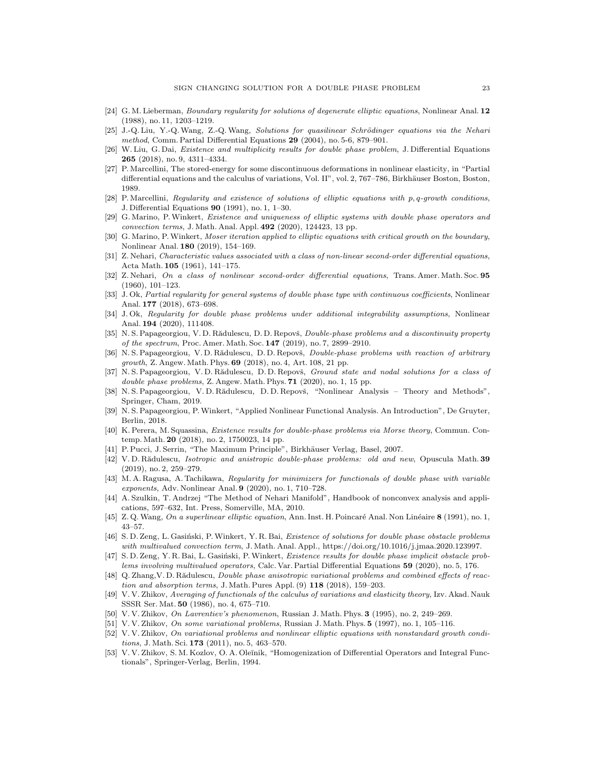[24] G. M. Lieberman, *Boundary regularity for solutions of degenerate elliptic equations*, Nonlinear Anal. **12** (1988), no. 11, 1203–1219.

[25] J.-Q. Liu, Y.-Q. Wang, Z.-Q. Wang, *Solutions for quasilinear Schrödinger equations via the Nehari method*, Comm. Partial Differential Equations **29** (2004), no. 5-6, 879–901.

[26] W. Liu, G. Dai, *Existence and multiplicity results for double phase problem*, J. Differential Equations **265** (2018), no. 9, 4311–4334.

[27] P. Marcellini, The stored-energy for some discontinuous deformations in nonlinear elasticity, in "Partial differential equations and the calculus of variations, Vol. II", vol. 2, 767–786, Birkhäuser Boston, Boston, 1989.

[28] P. Marcellini, *Regularity and existence of solutions of elliptic equations with p, q-growth conditions*, J. Differential Equations **90** (1991), no. 1, 1–30.

[29] G. Marino, P. Winkert, *Existence and uniqueness of elliptic systems with double phase operators and convection terms*, J. Math. Anal. Appl. **492** (2020), 124423, 13 pp.

[30] G. Marino, P. Winkert, *Moser iteration applied to elliptic equations with critical growth on the boundary*, Nonlinear Anal. **180** (2019), 154–169.

[31] Z. Nehari, *Characteristic values associated with a class of non-linear second-order differential equations*, Acta Math. **105** (1961), 141–175.

[32] Z. Nehari, *On a class of nonlinear second-order differential equations*, Trans. Amer. Math. Soc. **95** (1960), 101–123.

[33] J. Ok, *Partial regularity for general systems of double phase type with continuous coefficients*, Nonlinear Anal. **177** (2018), 673–698.

[34] J. Ok, *Regularity for double phase problems under additional integrability assumptions*, Nonlinear Anal. **194** (2020), 111408.

[35] N. S. Papageorgiou, V. D. Rădulescu, D. D. Repovš, *Double-phase problems and a discontinuity property of the spectrum*, Proc. Amer. Math. Soc. **147** (2019), no. 7, 2899–2910.

[36] N. S. Papageorgiou, V. D. Rădulescu, D. D. Repovš, *Double-phase problems with reaction of arbitrary growth*, Z. Angew. Math. Phys. **69** (2018), no. 4, Art. 108, 21 pp.

[37] N. S. Papageorgiou, V. D. Rădulescu, D. D. Repovš, *Ground state and nodal solutions for a class of double phase problems*, Z. Angew. Math. Phys. **71** (2020), no. 1, 15 pp.

[38] N. S. Papageorgiou, V. D. Rădulescu, D. D. Repovš, "Nonlinear Analysis – Theory and Methods", Springer, Cham, 2019.

[39] N. S. Papageorgiou, P. Winkert, "Applied Nonlinear Functional Analysis. An Introduction", De Gruyter, Berlin, 2018.

[40] K. Perera, M. Squassina, *Existence results for double-phase problems via Morse theory*, Commun. Contemp. Math. **20** (2018), no. 2, 1750023, 14 pp.

[41] P. Pucci, J. Serrin, "The Maximum Principle", Birkhäuser Verlag, Basel, 2007.

[42] V. D. Rădulescu, *Isotropic and anistropic double-phase problems: old and new*, Opuscula Math. **39** (2019), no. 2, 259–279.

[43] M. A. Ragusa, A. Tachikawa, *Regularity for minimizers for functionals of double phase with variable exponents*, Adv. Nonlinear Anal. **9** (2020), no. 1, 710–728.

[44] A. Szulkin, T. Andrzej "The Method of Nehari Manifold", Handbook of nonconvex analysis and applications, 597–632, Int. Press, Somerville, MA, 2010.

[45] Z. Q. Wang, *On a superlinear elliptic equation*, Ann. Inst. H. Poincaré Anal. Non Linéaire **8** (1991), no. 1, 43–57.

[46] S. D. Zeng, L. Gasiński, P. Winkert, Y. R. Bai, *Existence of solutions for double phase obstacle problems with multivalued convection term*, J. Math. Anal. Appl., https://doi.org/10.1016/j.jmaa.2020.123997.

[47] S. D. Zeng, Y. R. Bai, L. Gasiński, P. Winkert, *Existence results for double phase implicit obstacle problems involving multivalued operators*, Calc. Var. Partial Differential Equations **59** (2020), no. 5, 176.

[48] Q. Zhang, V. D. Rădulescu, *Double phase anisotropic variational problems and combined effects of reaction and absorption terms*, J. Math. Pures Appl. (9) **118** (2018), 159–203.

[49] V. V. Zhikov, *Averaging of functionals of the calculus of variations and elasticity theory*, Izv. Akad. Nauk SSSR Ser. Mat. **50** (1986), no. 4, 675–710.

[50] V. V. Zhikov, *On Lavrentiev's phenomenon*, Russian J. Math. Phys. **3** (1995), no. 2, 249–269.

[51] V. V. Zhikov, *On some variational problems*, Russian J. Math. Phys. **5** (1997), no. 1, 105–116.

[52] V. V. Zhikov, *On variational problems and nonlinear elliptic equations with nonstandard growth conditions*, J. Math. Sci. **173** (2011), no. 5, 463–570.

[53] V. V. Zhikov, S. M. Kozlov, O. A. Oleĭnik, "Homogenization of Differential Operators and Integral Functionals", Springer-Verlag, Berlin, 1994.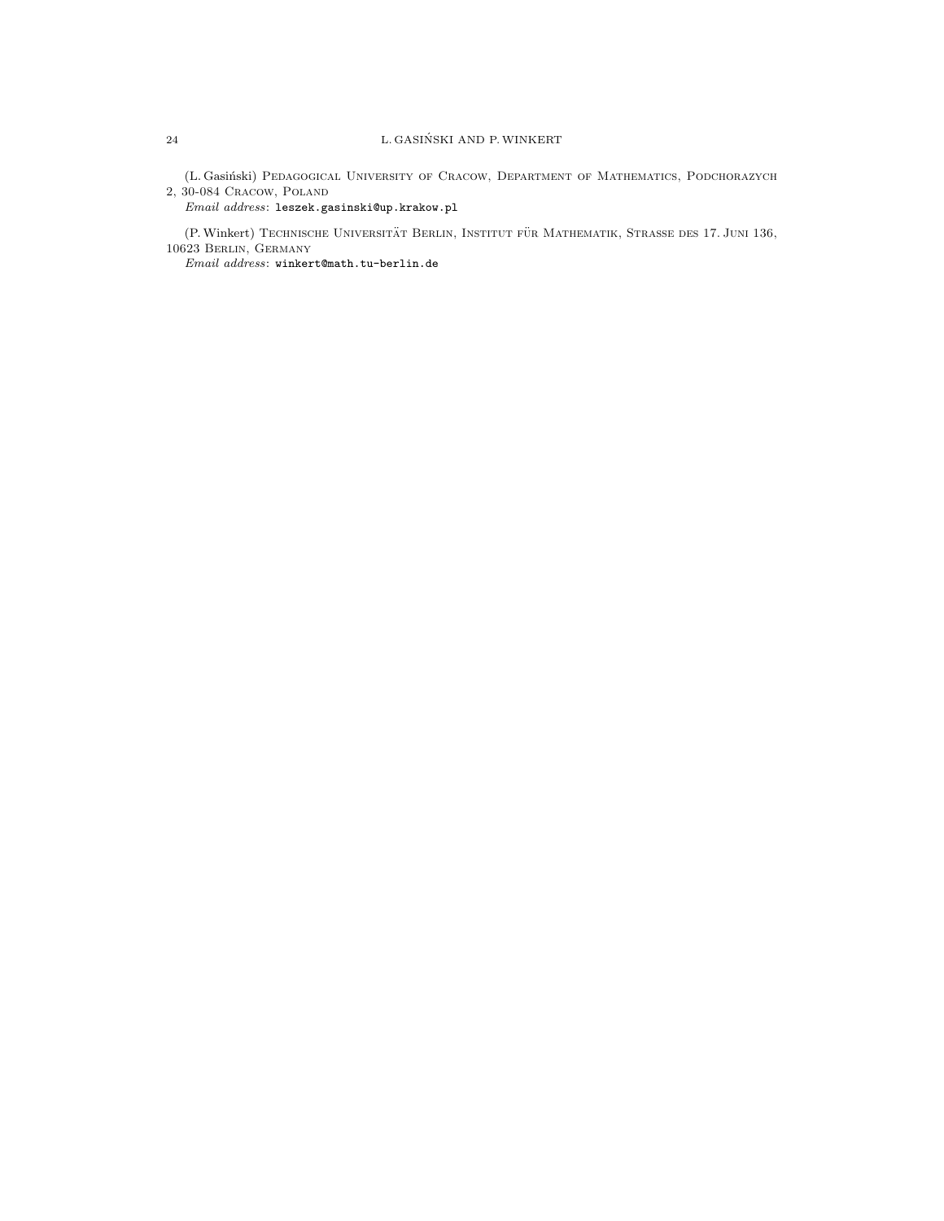(L. Gasiński) Pedagogical University of Cracow, Department of Mathematics, Podchorazych 2, 30-084 Cracow, Poland
*Email address*: leszek.gasinski@up.krakow.pl

(P. Winkert) Technische Universität Berlin, Institut für Mathematik, Strasse des 17. Juni 136, 10623 Berlin, Germany
*Email address*: winkert@math.tu-berlin.de